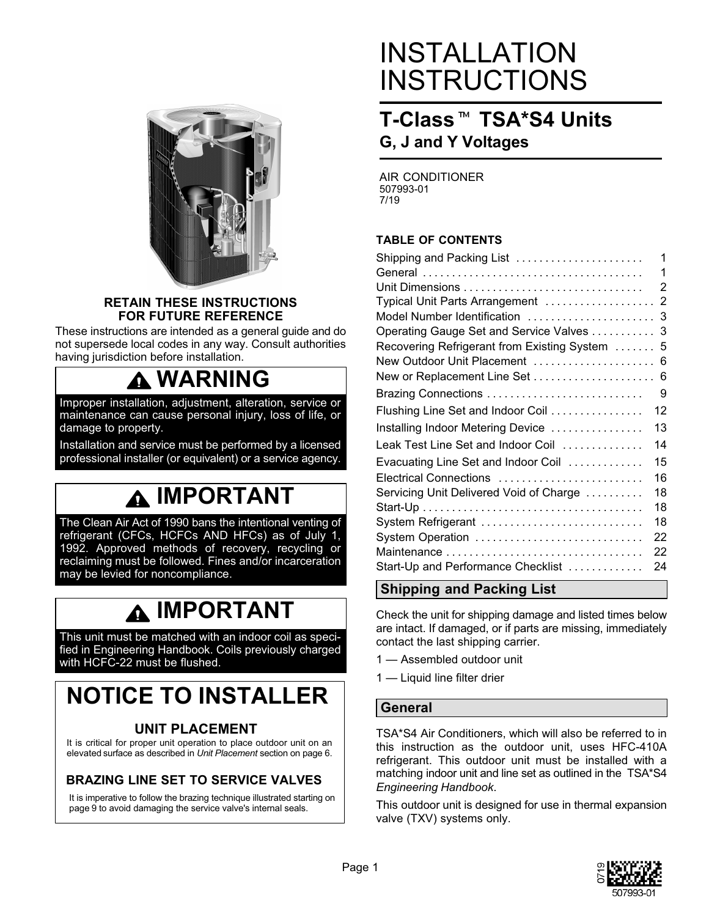# INSTALLATION INSTRUCTIONS

## T-Class™ TSA*S4 Units

### G, J and Y Voltages

AIR CONDITIONER
507993-01
7/19

**RETAIN THESE INSTRUCTIONS FOR FUTURE REFERENCE**

These instructions are intended as a general guide and do not supersede local codes in any way. Consult authorities having jurisdiction before installation.

> **⚠ WARNING**
>
> Improper installation, adjustment, alteration, service or maintenance can cause personal injury, loss of life, or damage to property.
>
> Installation and service must be performed by a licensed professional installer (or equivalent) or a service agency.

> **⚠ IMPORTANT**
>
> The Clean Air Act of 1990 bans the intentional venting of refrigerant (CFCs, HCFCs AND HFCs) as of July 1, 1992. Approved methods of recovery, recycling or reclaiming must be followed. Fines and/or incarceration may be levied for noncompliance.

> **⚠ IMPORTANT**
>
> This unit must be matched with an indoor coil as specified in Engineering Handbook. Coils previously charged with HCFC-22 must be flushed.

## NOTICE TO INSTALLER

### UNIT PLACEMENT

It is critical for proper unit operation to place outdoor unit on an elevated surface as described in *Unit Placement* section on page 6.

### BRAZING LINE SET TO SERVICE VALVES

It is imperative to follow the brazing technique illustrated starting on page 9 to avoid damaging the service valve's internal seals.

**TABLE OF CONTENTS**

| Section | Page |
|---|---|
| Shipping and Packing List | 1 |
| General | 1 |
| Unit Dimensions | 2 |
| Typical Unit Parts Arrangement | 2 |
| Model Number Identification | 3 |
| Operating Gauge Set and Service Valves | 3 |
| Recovering Refrigerant from Existing System | 5 |
| New Outdoor Unit Placement | 6 |
| New or Replacement Line Set | 6 |
| Brazing Connections | 9 |
| Flushing Line Set and Indoor Coil | 12 |
| Installing Indoor Metering Device | 13 |
| Leak Test Line Set and Indoor Coil | 14 |
| Evacuating Line Set and Indoor Coil | 15 |
| Electrical Connections | 16 |
| Servicing Unit Delivered Void of Charge | 18 |
| Start-Up | 18 |
| System Refrigerant | 18 |
| System Operation | 22 |
| Maintenance | 22 |
| Start-Up and Performance Checklist | 24 |

## Shipping and Packing List

Check the unit for shipping damage and listed times below are intact. If damaged, or if parts are missing, immediately contact the last shipping carrier.

1 — Assembled outdoor unit

1 — Liquid line filter drier

## General

TSA*S4 Air Conditioners, which will also be referred to in this instruction as the outdoor unit, uses HFC-410A refrigerant. This outdoor unit must be installed with a matching indoor unit and line set as outlined in the TSA*S4 *Engineering Handbook*.

This outdoor unit is designed for use in thermal expansion valve (TXV) systems only.

0719
507993-01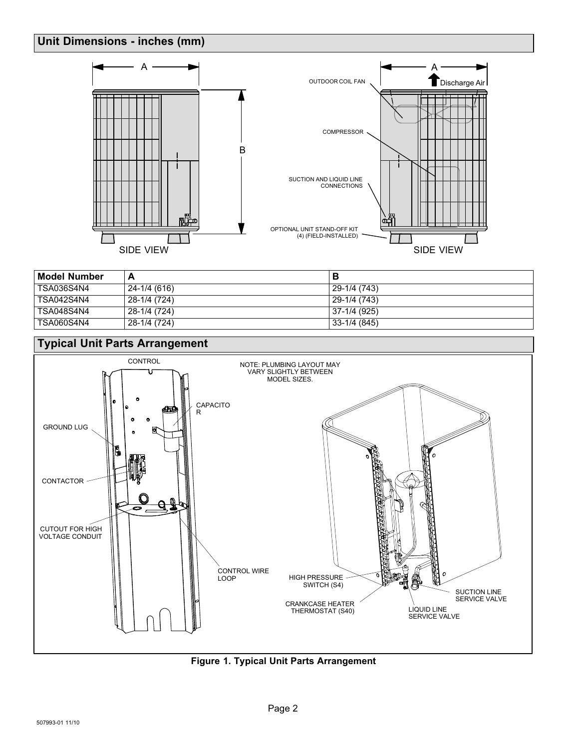## Unit Dimensions - inches (mm)

| Model Number | A | B |
|---|---|---|
| TSA036S4N4 | 24-1/4 (616) | 29-1/4 (743) |
| TSA042S4N4 | 28-1/4 (724) | 29-1/4 (743) |
| TSA048S4N4 | 28-1/4 (724) | 37-1/4 (925) |
| TSA060S4N4 | 28-1/4 (724) | 33-1/4 (845) |

## Typical Unit Parts Arrangement

**Figure 1. Typical Unit Parts Arrangement**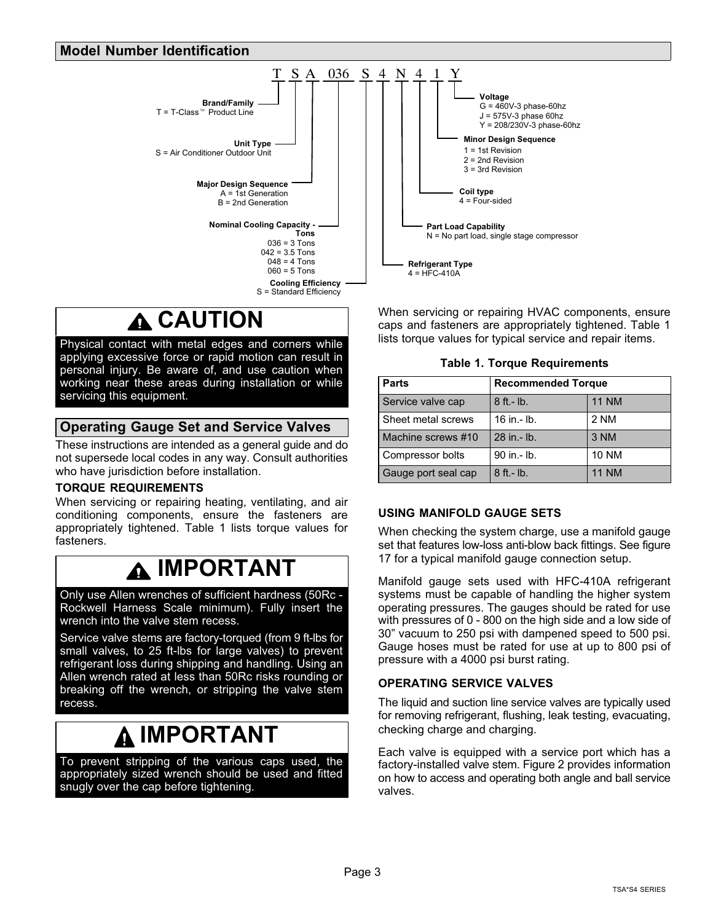## Model Number Identification

T S A 036 S 4 N 4 1 Y

- **Brand/Family**
  T = T-Class™ Product Line
- **Unit Type**
  S = Air Conditioner Outdoor Unit
- **Major Design Sequence**
  A = 1st Generation
  B = 2nd Generation
- **Nominal Cooling Capacity - Tons**
  036 = 3 Tons
  042 = 3.5 Tons
  048 = 4 Tons
  060 = 5 Tons
- **Cooling Efficiency**
  S = Standard Efficiency
- **Refrigerant Type**
  4 = HFC-410A
- **Part Load Capability**
  N = No part load, single stage compressor
- **Coil type**
  4 = Four-sided
- **Minor Design Sequence**
  1 = 1st Revision
  2 = 2nd Revision
  3 = 3rd Revision
- **Voltage**
  G = 460V-3 phase-60hz
  J = 575V-3 phase 60hz
  Y = 208/230V-3 phase-60hz

### ⚠ CAUTION

Physical contact with metal edges and corners while applying excessive force or rapid motion can result in personal injury. Be aware of, and use caution when working near these areas during installation or while servicing this equipment.

## Operating Gauge Set and Service Valves

These instructions are intended as a general guide and do not supersede local codes in any way. Consult authorities who have jurisdiction before installation.

### TORQUE REQUIREMENTS

When servicing or repairing heating, ventilating, and air conditioning components, ensure the fasteners are appropriately tightened. Table 1 lists torque values for fasteners.

### ⚠ IMPORTANT

Only use Allen wrenches of sufficient hardness (50Rc - Rockwell Harness Scale minimum). Fully insert the wrench into the valve stem recess.

Service valve stems are factory-torqued (from 9 ft-lbs for small valves, to 25 ft-lbs for large valves) to prevent refrigerant loss during shipping and handling. Using an Allen wrench rated at less than 50Rc risks rounding or breaking off the wrench, or stripping the valve stem recess.

### ⚠ IMPORTANT

To prevent stripping of the various caps used, the appropriately sized wrench should be used and fitted snugly over the cap before tightening.

When servicing or repairing HVAC components, ensure caps and fasteners are appropriately tightened. Table 1 lists torque values for typical service and repair items.

**Table 1. Torque Requirements**

| Parts | Recommended Torque | |
|---|---|---|
| Service valve cap | 8 ft.- lb. | 11 NM |
| Sheet metal screws | 16 in.- lb. | 2 NM |
| Machine screws #10 | 28 in.- lb. | 3 NM |
| Compressor bolts | 90 in.- lb. | 10 NM |
| Gauge port seal cap | 8 ft.- lb. | 11 NM |

### USING MANIFOLD GAUGE SETS

When checking the system charge, use a manifold gauge set that features low-loss anti-blow back fittings. See figure 17 for a typical manifold gauge connection setup.

Manifold gauge sets used with HFC-410A refrigerant systems must be capable of handling the higher system operating pressures. The gauges should be rated for use with pressures of 0 - 800 on the high side and a low side of 30” vacuum to 250 psi with dampened speed to 500 psi. Gauge hoses must be rated for use at up to 800 psi of pressure with a 4000 psi burst rating.

### OPERATING SERVICE VALVES

The liquid and suction line service valves are typically used for removing refrigerant, flushing, leak testing, evacuating, checking charge and charging.

Each valve is equipped with a service port which has a factory-installed valve stem. Figure 2 provides information on how to access and operating both angle and ball service valves.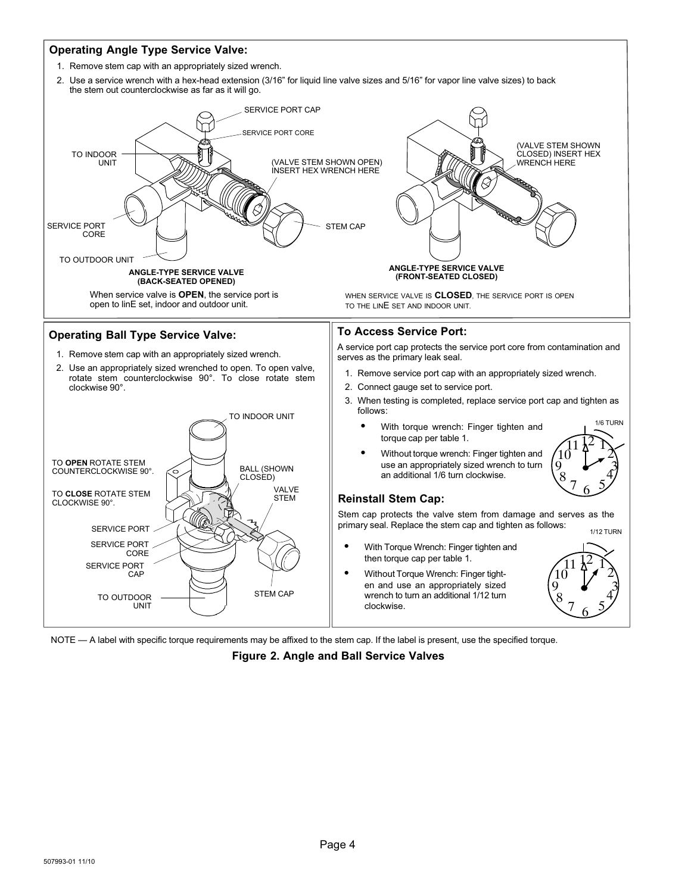### Operating Angle Type Service Valve:

1. Remove stem cap with an appropriately sized wrench.
2. Use a service wrench with a hex-head extension (3/16" for liquid line valve sizes and 5/16" for vapor line valve sizes) to back the stem out counterclockwise as far as it will go.

SERVICE PORT CAP

SERVICE PORT CORE

TO INDOOR UNIT

(VALVE STEM SHOWN OPEN) INSERT HEX WRENCH HERE

SERVICE PORT CORE

STEM CAP

TO OUTDOOR UNIT

**ANGLE-TYPE SERVICE VALVE (BACK-SEATED OPENED)**

When service valve is **OPEN**, the service port is open to linE set, indoor and outdoor unit.

(VALVE STEM SHOWN CLOSED) INSERT HEX WRENCH HERE

**ANGLE-TYPE SERVICE VALVE (FRONT-SEATED CLOSED)**

WHEN SERVICE VALVE IS **CLOSED**, THE SERVICE PORT IS OPEN TO THE LINE SET AND INDOOR UNIT.

### Operating Ball Type Service Valve:

1. Remove stem cap with an appropriately sized wrench.
2. Use an appropriately sized wrenched to open. To open valve, rotate stem counterclockwise 90°. To close rotate stem clockwise 90°.

TO INDOOR UNIT

TO **OPEN** ROTATE STEM COUNTERCLOCKWISE 90°.

BALL (SHOWN CLOSED)

VALVE STEM

TO **CLOSE** ROTATE STEM CLOCKWISE 90°.

SERVICE PORT

SERVICE PORT CORE

SERVICE PORT CAP

TO OUTDOOR UNIT

STEM CAP

### To Access Service Port:

A service port cap protects the service port core from contamination and serves as the primary leak seal.

1. Remove service port cap with an appropriately sized wrench.
2. Connect gauge set to service port.
3. When testing is completed, replace service port cap and tighten as follows:
   - With torque wrench: Finger tighten and torque cap per table 1.
   - Without torque wrench: Finger tighten and use an appropriately sized wrench to turn an additional 1/6 turn clockwise.

1/6 TURN

### Reinstall Stem Cap:

Stem cap protects the valve stem from damage and serves as the primary seal. Replace the stem cap and tighten as follows:

- With Torque Wrench: Finger tighten and then torque cap per table 1.
- Without Torque Wrench: Finger tighten and use an appropriately sized wrench to turn an additional 1/12 turn clockwise.

1/12 TURN

NOTE — A label with specific torque requirements may be affixed to the stem cap. If the label is present, use the specified torque.

**Figure 2. Angle and Ball Service Valves**

507993-01 11/10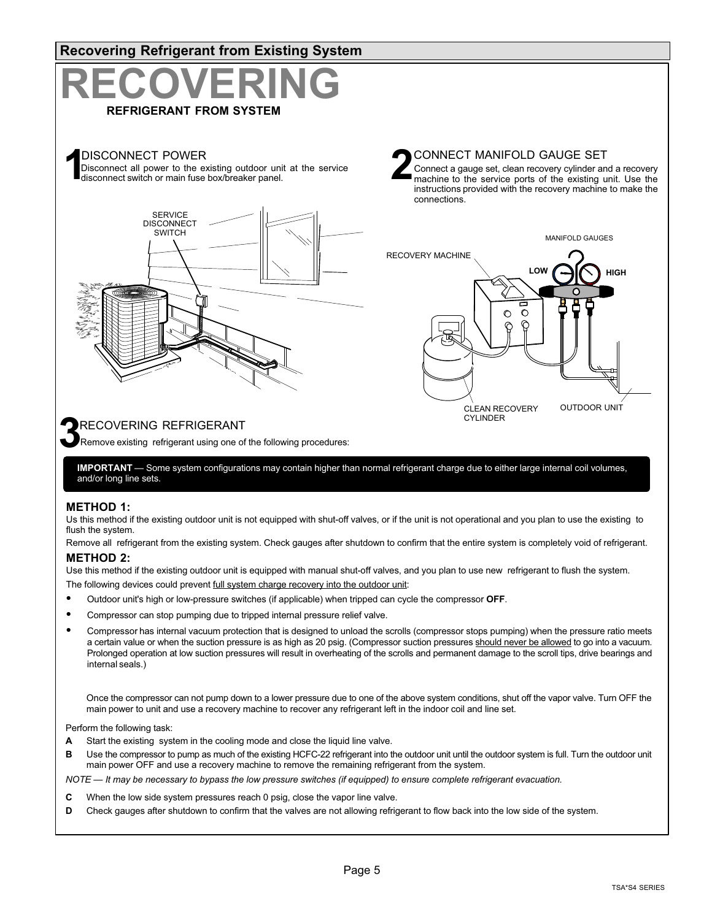## Recovering Refrigerant from Existing System

# RECOVERING

**REFRIGERANT FROM SYSTEM**

### 1 DISCONNECT POWER

Disconnect all power to the existing outdoor unit at the service disconnect switch or main fuse box/breaker panel.

SERVICE DISCONNECT SWITCH

### 2 CONNECT MANIFOLD GAUGE SET

Connect a gauge set, clean recovery cylinder and a recovery machine to the service ports of the existing unit. Use the instructions provided with the recovery machine to make the connections.

MANIFOLD GAUGES

RECOVERY MACHINE

LOW

HIGH

CLEAN RECOVERY CYLINDER

OUTDOOR UNIT

### 3 RECOVERING REFRIGERANT

Remove existing refrigerant using one of the following procedures:

**IMPORTANT** — Some system configurations may contain higher than normal refrigerant charge due to either large internal coil volumes, and/or long line sets.

**METHOD 1:**

Us this method if the existing outdoor unit is not equipped with shut-off valves, or if the unit is not operational and you plan to use the existing to flush the system.

Remove all refrigerant from the existing system. Check gauges after shutdown to confirm that the entire system is completely void of refrigerant.

**METHOD 2:**

Use this method if the existing outdoor unit is equipped with manual shut-off valves, and you plan to use new refrigerant to flush the system.

The following devices could prevent full system charge recovery into the outdoor unit:

- Outdoor unit's high or low-pressure switches (if applicable) when tripped can cycle the compressor **OFF**.
- Compressor can stop pumping due to tripped internal pressure relief valve.
- Compressor has internal vacuum protection that is designed to unload the scrolls (compressor stops pumping) when the pressure ratio meets a certain value or when the suction pressure is as high as 20 psig. (Compressor suction pressures should never be allowed to go into a vacuum. Prolonged operation at low suction pressures will result in overheating of the scrolls and permanent damage to the scroll tips, drive bearings and internal seals.)

Once the compressor can not pump down to a lower pressure due to one of the above system conditions, shut off the vapor valve. Turn OFF the main power to unit and use a recovery machine to recover any refrigerant left in the indoor coil and line set.

Perform the following task:

**A** Start the existing system in the cooling mode and close the liquid line valve.

**B** Use the compressor to pump as much of the existing HCFC-22 refrigerant into the outdoor unit until the outdoor system is full. Turn the outdoor unit main power OFF and use a recovery machine to remove the remaining refrigerant from the system.

*NOTE — It may be necessary to bypass the low pressure switches (if equipped) to ensure complete refrigerant evacuation.*

**C** When the low side system pressures reach 0 psig, close the vapor line valve.

**D** Check gauges after shutdown to confirm that the valves are not allowing refrigerant to flow back into the low side of the system.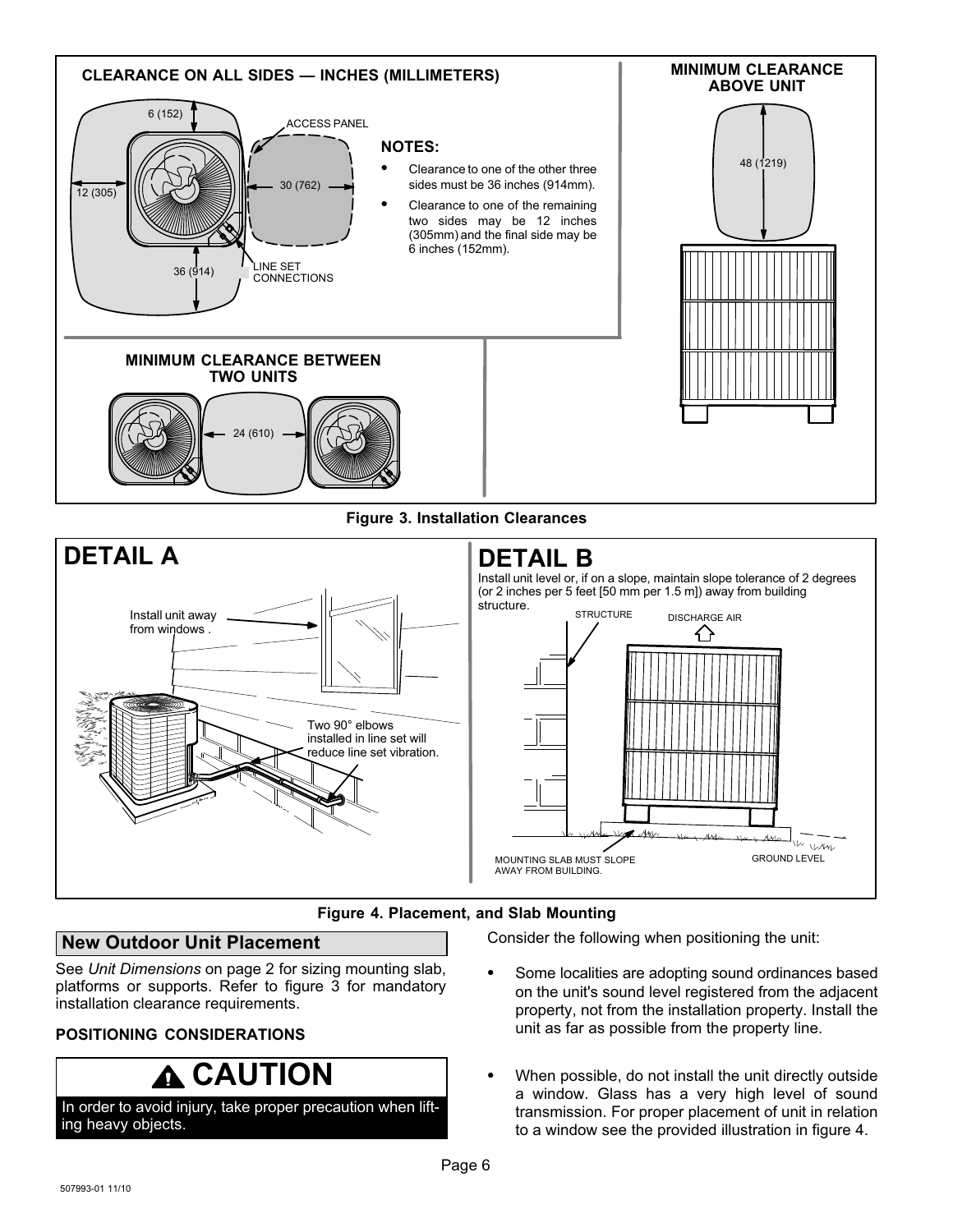**CLEARANCE ON ALL SIDES — INCHES (MILLIMETERS)**

6 (152)

ACCESS PANEL

12 (305)

30 (762)

36 (914)

LINE SET CONNECTIONS

**NOTES:**

- Clearance to one of the other three sides must be 36 inches (914mm).
- Clearance to one of the remaining two sides may be 12 inches (305mm) and the final side may be 6 inches (152mm).

**MINIMUM CLEARANCE ABOVE UNIT**

48 (1219)

**MINIMUM CLEARANCE BETWEEN TWO UNITS**

24 (610)

**Figure 3. Installation Clearances**

**DETAIL A**

Install unit away from windows .

Two 90° elbows installed in line set will reduce line set vibration.

**DETAIL B**

Install unit level or, if on a slope, maintain slope tolerance of 2 degrees (or 2 inches per 5 feet [50 mm per 1.5 m]) away from building structure.

STRUCTURE

DISCHARGE AIR

MOUNTING SLAB MUST SLOPE AWAY FROM BUILDING.

GROUND LEVEL

**Figure 4. Placement, and Slab Mounting**

## New Outdoor Unit Placement

See *Unit Dimensions* on page 2 for sizing mounting slab, platforms or supports. Refer to figure 3 for mandatory installation clearance requirements.

### POSITIONING CONSIDERATIONS

**⚠ CAUTION**

In order to avoid injury, take proper precaution when lifting heavy objects.

Consider the following when positioning the unit:

- Some localities are adopting sound ordinances based on the unit's sound level registered from the adjacent property, not from the installation property. Install the unit as far as possible from the property line.
- When possible, do not install the unit directly outside a window. Glass has a very high level of sound transmission. For proper placement of unit in relation to a window see the provided illustration in figure 4.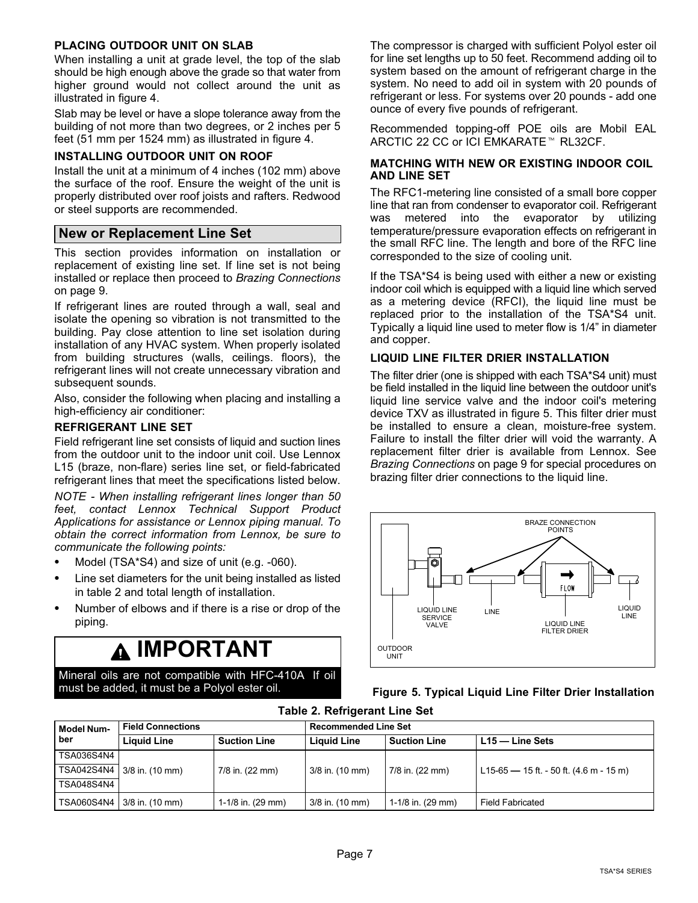### PLACING OUTDOOR UNIT ON SLAB

When installing a unit at grade level, the top of the slab should be high enough above the grade so that water from higher ground would not collect around the unit as illustrated in figure 4.

Slab may be level or have a slope tolerance away from the building of not more than two degrees, or 2 inches per 5 feet (51 mm per 1524 mm) as illustrated in figure 4.

### INSTALLING OUTDOOR UNIT ON ROOF

Install the unit at a minimum of 4 inches (102 mm) above the surface of the roof. Ensure the weight of the unit is properly distributed over roof joists and rafters. Redwood or steel supports are recommended.

## New or Replacement Line Set

This section provides information on installation or replacement of existing line set. If line set is not being installed or replace then proceed to *Brazing Connections* on page 9.

If refrigerant lines are routed through a wall, seal and isolate the opening so vibration is not transmitted to the building. Pay close attention to line set isolation during installation of any HVAC system. When properly isolated from building structures (walls, ceilings. floors), the refrigerant lines will not create unnecessary vibration and subsequent sounds.

Also, consider the following when placing and installing a high-efficiency air conditioner:

### REFRIGERANT LINE SET

Field refrigerant line set consists of liquid and suction lines from the outdoor unit to the indoor unit coil. Use Lennox L15 (braze, non-flare) series line set, or field-fabricated refrigerant lines that meet the specifications listed below.

*NOTE - When installing refrigerant lines longer than 50 feet, contact Lennox Technical Support Product Applications for assistance or Lennox piping manual. To obtain the correct information from Lennox, be sure to communicate the following points:*

- Model (TSA*S4) and size of unit (e.g. -060).
- Line set diameters for the unit being installed as listed in table 2 and total length of installation.
- Number of elbows and if there is a rise or drop of the piping.

> **⚠ IMPORTANT**
>
> Mineral oils are not compatible with HFC-410A If oil must be added, it must be a Polyol ester oil.

The compressor is charged with sufficient Polyol ester oil for line set lengths up to 50 feet. Recommend adding oil to system based on the amount of refrigerant charge in the system. No need to add oil in system with 20 pounds of refrigerant or less. For systems over 20 pounds - add one ounce of every five pounds of refrigerant.

Recommended topping-off POE oils are Mobil EAL ARCTIC 22 CC or ICI EMKARATE™ RL32CF.

### MATCHING WITH NEW OR EXISTING INDOOR COIL AND LINE SET

The RFC1-metering line consisted of a small bore copper line that ran from condenser to evaporator coil. Refrigerant was metered into the evaporator by utilizing temperature/pressure evaporation effects on refrigerant in the small RFC line. The length and bore of the RFC line corresponded to the size of cooling unit.

If the TSA*S4 is being used with either a new or existing indoor coil which is equipped with a liquid line which served as a metering device (RFCI), the liquid line must be replaced prior to the installation of the TSA*S4 unit. Typically a liquid line used to meter flow is 1/4" in diameter and copper.

### LIQUID LINE FILTER DRIER INSTALLATION

The filter drier (one is shipped with each TSA*S4 unit) must be field installed in the liquid line between the outdoor unit's liquid line service valve and the indoor coil's metering device TXV as illustrated in figure 5. This filter drier must be installed to ensure a clean, moisture-free system. Failure to install the filter drier will void the warranty. A replacement filter drier is available from Lennox. See *Brazing Connections* on page 9 for special procedures on brazing filter drier connections to the liquid line.

BRAZE CONNECTION POINTS — LIQUID LINE SERVICE VALVE — LINE — LIQUID LINE FILTER DRIER — FLOW — LIQUID LINE — OUTDOOR UNIT

**Figure 5. Typical Liquid Line Filter Drier Installation**

**Table 2. Refrigerant Line Set**

| Model Number | Field Connections | | Recommended Line Set | | |
|---|---|---|---|---|---|
| | Liquid Line | Suction Line | Liquid Line | Suction Line | L15 — Line Sets |
| TSA036S4N4 | 3/8 in. (10 mm) | 7/8 in. (22 mm) | 3/8 in. (10 mm) | 7/8 in. (22 mm) | L15-65 — 15 ft. - 50 ft. (4.6 m - 15 m) |
| TSA042S4N4 | 3/8 in. (10 mm) | 7/8 in. (22 mm) | 3/8 in. (10 mm) | 7/8 in. (22 mm) | L15-65 — 15 ft. - 50 ft. (4.6 m - 15 m) |
| TSA048S4N4 | 3/8 in. (10 mm) | 7/8 in. (22 mm) | 3/8 in. (10 mm) | 7/8 in. (22 mm) | L15-65 — 15 ft. - 50 ft. (4.6 m - 15 m) |
| TSA060S4N4 | 3/8 in. (10 mm) | 1-1/8 in. (29 mm) | 3/8 in. (10 mm) | 1-1/8 in. (29 mm) | Field Fabricated |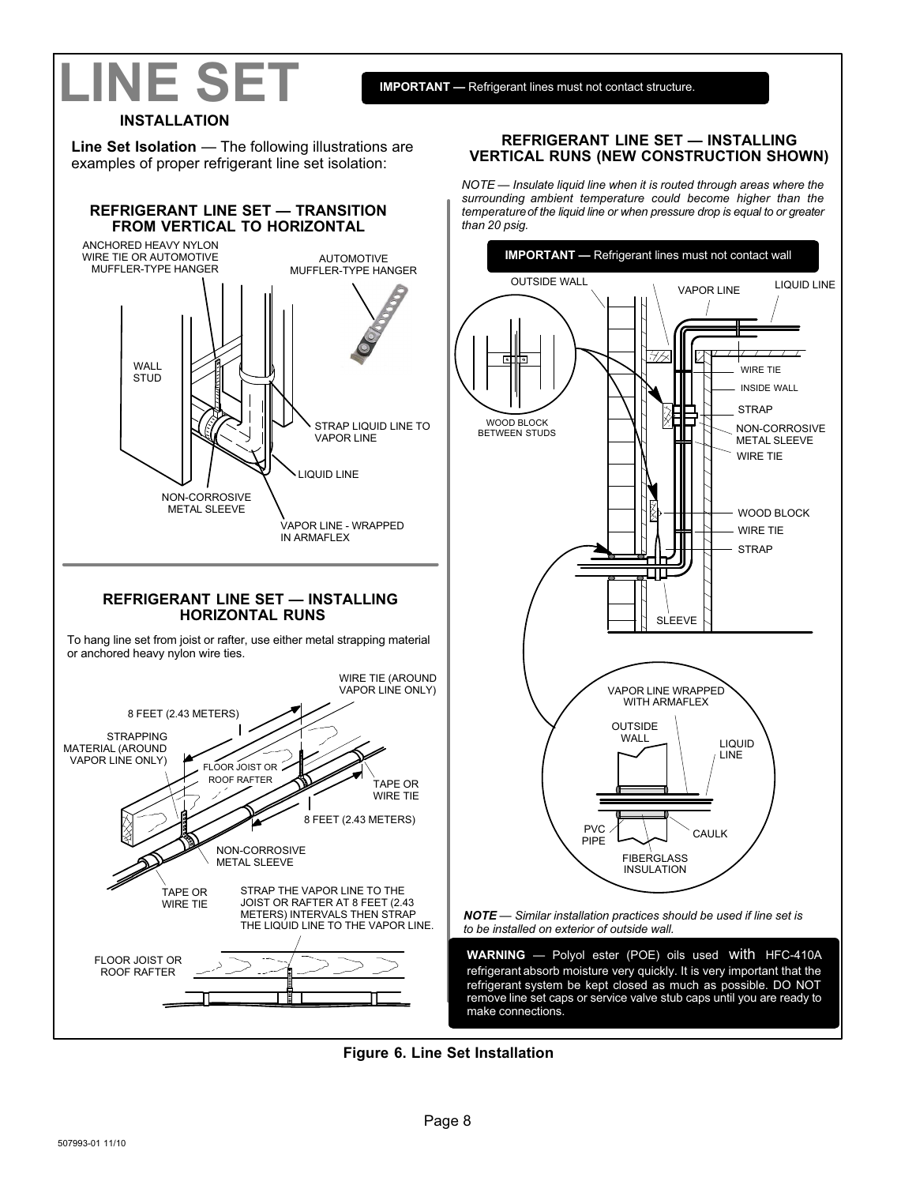# LINE SET

**IMPORTANT —** Refrigerant lines must not contact structure.

## INSTALLATION

**Line Set Isolation** — The following illustrations are examples of proper refrigerant line set isolation:

### REFRIGERANT LINE SET — TRANSITION FROM VERTICAL TO HORIZONTAL

ANCHORED HEAVY NYLON WIRE TIE OR AUTOMOTIVE MUFFLER-TYPE HANGER

AUTOMOTIVE MUFFLER-TYPE HANGER

WALL STUD

STRAP LIQUID LINE TO VAPOR LINE

LIQUID LINE

NON-CORROSIVE METAL SLEEVE

VAPOR LINE - WRAPPED IN ARMAFLEX

### REFRIGERANT LINE SET — INSTALLING HORIZONTAL RUNS

To hang line set from joist or rafter, use either metal strapping material or anchored heavy nylon wire ties.

WIRE TIE (AROUND VAPOR LINE ONLY)

8 FEET (2.43 METERS)

STRAPPING MATERIAL (AROUND VAPOR LINE ONLY)

FLOOR JOIST OR ROOF RAFTER

TAPE OR WIRE TIE

8 FEET (2.43 METERS)

NON-CORROSIVE METAL SLEEVE

TAPE OR WIRE TIE

STRAP THE VAPOR LINE TO THE JOIST OR RAFTER AT 8 FEET (2.43 METERS) INTERVALS THEN STRAP THE LIQUID LINE TO THE VAPOR LINE.

FLOOR JOIST OR ROOF RAFTER

### REFRIGERANT LINE SET — INSTALLING VERTICAL RUNS (NEW CONSTRUCTION SHOWN)

*NOTE — Insulate liquid line when it is routed through areas where the surrounding ambient temperature could become higher than the temperature of the liquid line or when pressure drop is equal to or greater than 20 psig.*

**IMPORTANT —** Refrigerant lines must not contact wall

OUTSIDE WALL

VAPOR LINE

LIQUID LINE

WIRE TIE

INSIDE WALL

STRAP

WOOD BLOCK BETWEEN STUDS

NON-CORROSIVE METAL SLEEVE

WIRE TIE

WOOD BLOCK

WIRE TIE

STRAP

SLEEVE

VAPOR LINE WRAPPED WITH ARMAFLEX

OUTSIDE WALL

LIQUID LINE

PVC PIPE

CAULK

FIBERGLASS INSULATION

***NOTE*** *— Similar installation practices should be used if line set is to be installed on exterior of outside wall.*

**WARNING** — Polyol ester (POE) oils used with HFC-410A refrigerant absorb moisture very quickly. It is very important that the refrigerant system be kept closed as much as possible. DO NOT remove line set caps or service valve stub caps until you are ready to make connections.

**Figure 6. Line Set Installation**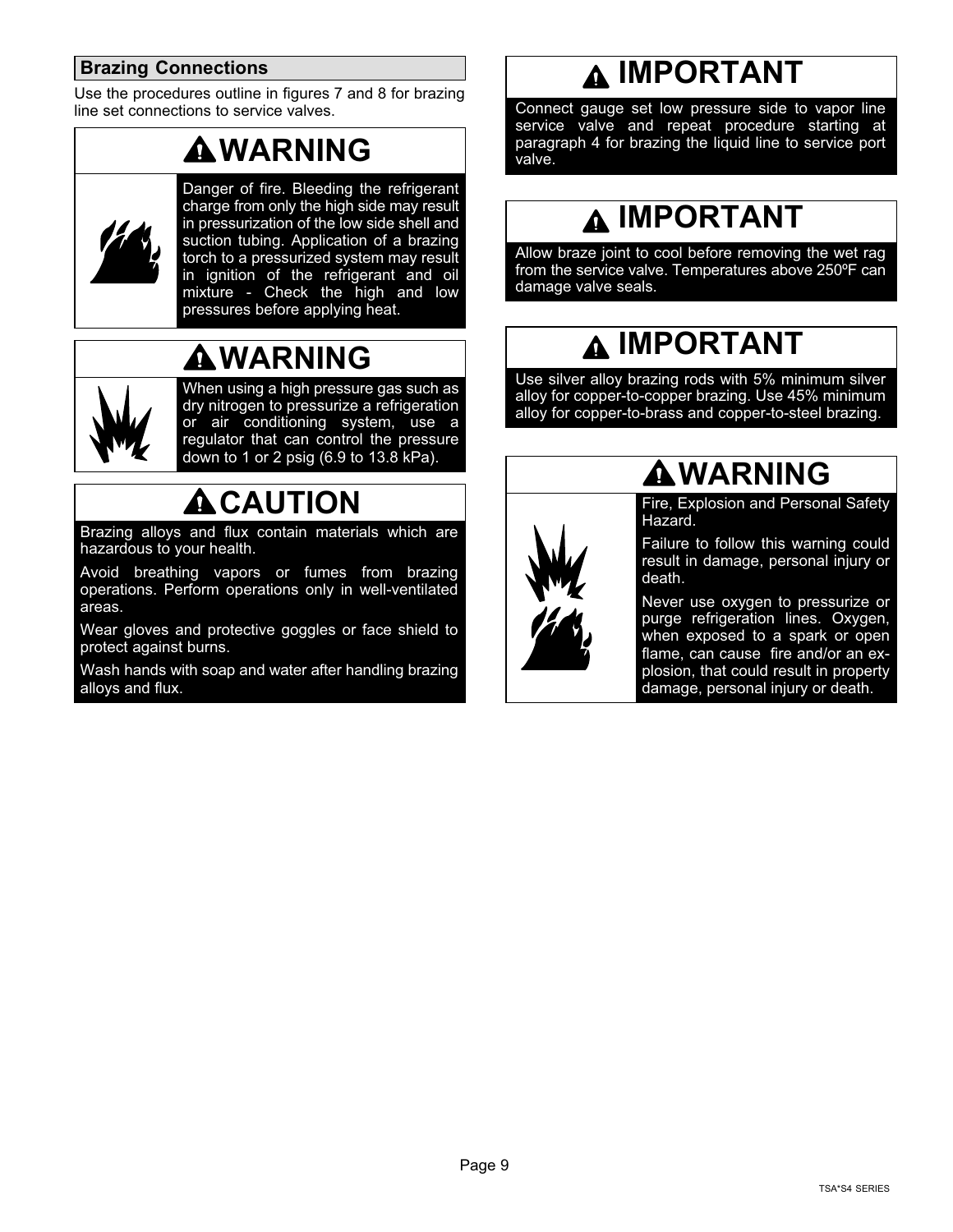## Brazing Connections

Use the procedures outline in figures 7 and 8 for brazing line set connections to service valves.

### WARNING

Danger of fire. Bleeding the refrigerant charge from only the high side may result in pressurization of the low side shell and suction tubing. Application of a brazing torch to a pressurized system may result in ignition of the refrigerant and oil mixture - Check the high and low pressures before applying heat.

### WARNING

When using a high pressure gas such as dry nitrogen to pressurize a refrigeration or air conditioning system, use a regulator that can control the pressure down to 1 or 2 psig (6.9 to 13.8 kPa).

### CAUTION

Brazing alloys and flux contain materials which are hazardous to your health.

Avoid breathing vapors or fumes from brazing operations. Perform operations only in well-ventilated areas.

Wear gloves and protective goggles or face shield to protect against burns.

Wash hands with soap and water after handling brazing alloys and flux.

### IMPORTANT

Connect gauge set low pressure side to vapor line service valve and repeat procedure starting at paragraph 4 for brazing the liquid line to service port valve.

### IMPORTANT

Allow braze joint to cool before removing the wet rag from the service valve. Temperatures above 250ºF can damage valve seals.

### IMPORTANT

Use silver alloy brazing rods with 5% minimum silver alloy for copper-to-copper brazing. Use 45% minimum alloy for copper-to-brass and copper-to-steel brazing.

### WARNING

Fire, Explosion and Personal Safety Hazard.

Failure to follow this warning could result in damage, personal injury or death.

Never use oxygen to pressurize or purge refrigeration lines. Oxygen, when exposed to a spark or open flame, can cause fire and/or an explosion, that could result in property damage, personal injury or death.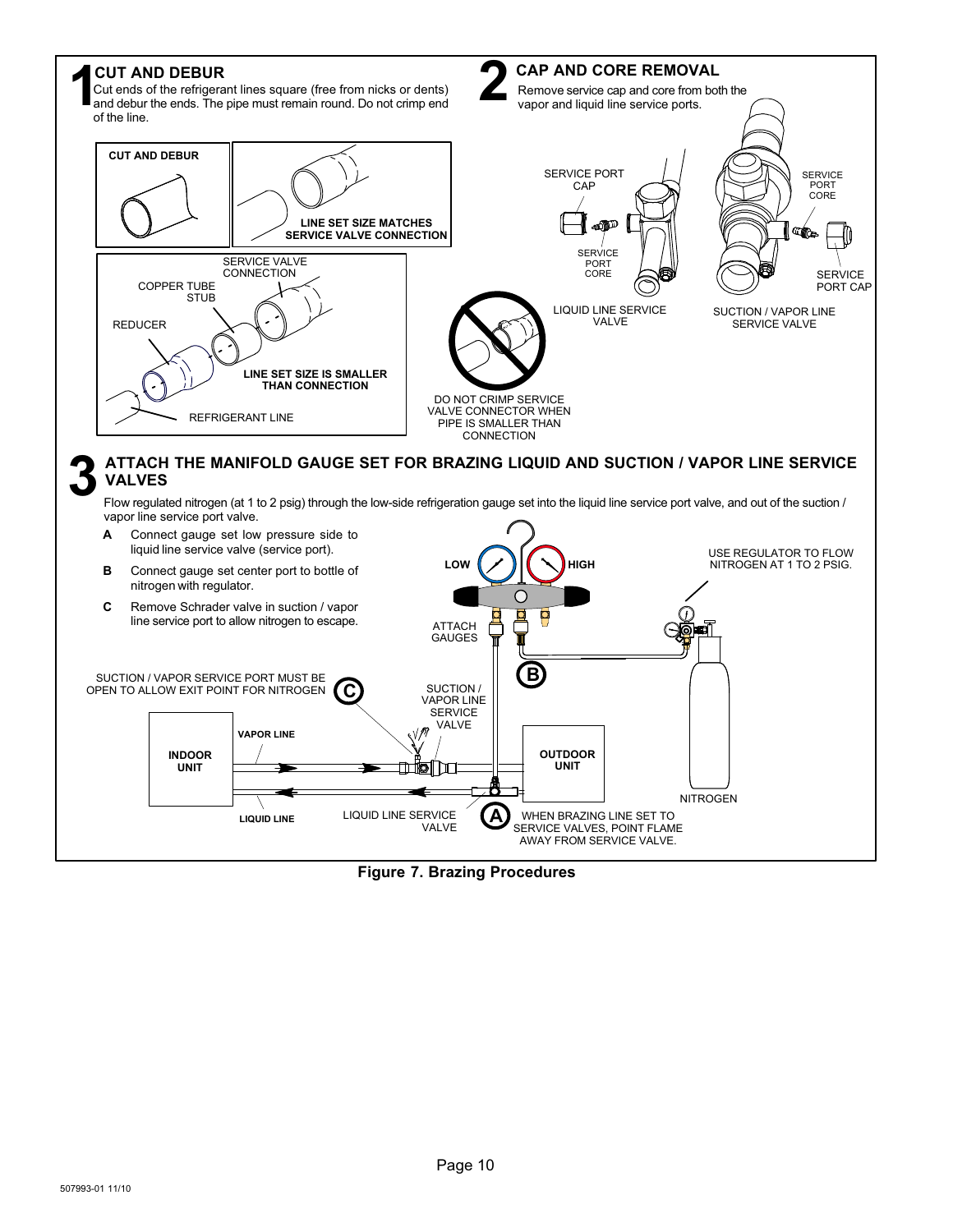## 1 CUT AND DEBUR

Cut ends of the refrigerant lines square (free from nicks or dents) and debur the ends. The pipe must remain round. Do not crimp end of the line.

CUT AND DEBUR

LINE SET SIZE MATCHES SERVICE VALVE CONNECTION

SERVICE VALVE CONNECTION

COPPER TUBE STUB

REDUCER

LINE SET SIZE IS SMALLER THAN CONNECTION

REFRIGERANT LINE

DO NOT CRIMP SERVICE VALVE CONNECTOR WHEN PIPE IS SMALLER THAN CONNECTION

## 2 CAP AND CORE REMOVAL

Remove service cap and core from both the vapor and liquid line service ports.

SERVICE PORT CAP

SERVICE PORT CORE

LIQUID LINE SERVICE VALVE

SERVICE PORT CORE

SERVICE PORT CAP

SUCTION / VAPOR LINE SERVICE VALVE

## 3 ATTACH THE MANIFOLD GAUGE SET FOR BRAZING LIQUID AND SUCTION / VAPOR LINE SERVICE VALVES

Flow regulated nitrogen (at 1 to 2 psig) through the low-side refrigeration gauge set into the liquid line service port valve, and out of the suction / vapor line service port valve.

- **A** Connect gauge set low pressure side to liquid line service valve (service port).
- **B** Connect gauge set center port to bottle of nitrogen with regulator.
- **C** Remove Schrader valve in suction / vapor line service port to allow nitrogen to escape.

LOW

HIGH

USE REGULATOR TO FLOW NITROGEN AT 1 TO 2 PSIG.

ATTACH GAUGES

SUCTION / VAPOR SERVICE PORT MUST BE OPEN TO ALLOW EXIT POINT FOR NITROGEN

SUCTION / VAPOR LINE SERVICE VALVE

INDOOR UNIT

VAPOR LINE

OUTDOOR UNIT

NITROGEN

LIQUID LINE

LIQUID LINE SERVICE VALVE

WHEN BRAZING LINE SET TO SERVICE VALVES, POINT FLAME AWAY FROM SERVICE VALVE.

**Figure 7. Brazing Procedures**

507993-01 11/10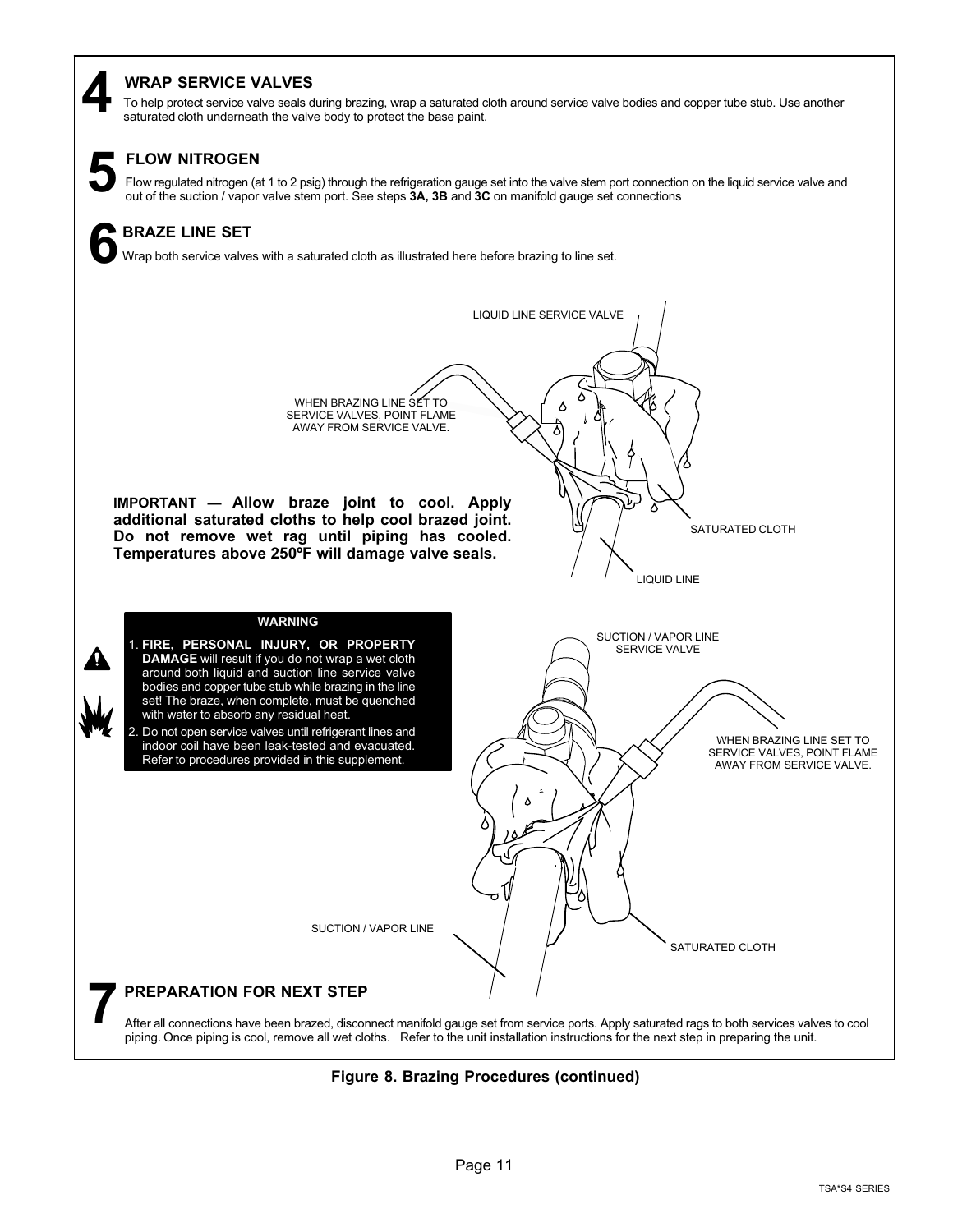## 4 WRAP SERVICE VALVES

To help protect service valve seals during brazing, wrap a saturated cloth around service valve bodies and copper tube stub. Use another saturated cloth underneath the valve body to protect the base paint.

## 5 FLOW NITROGEN

Flow regulated nitrogen (at 1 to 2 psig) through the refrigeration gauge set into the valve stem port connection on the liquid service valve and out of the suction / vapor valve stem port. See steps **3A, 3B** and **3C** on manifold gauge set connections

## 6 BRAZE LINE SET

Wrap both service valves with a saturated cloth as illustrated here before brazing to line set.

LIQUID LINE SERVICE VALVE

WHEN BRAZING LINE SET TO SERVICE VALVES, POINT FLAME AWAY FROM SERVICE VALVE.

SATURATED CLOTH

LIQUID LINE

**IMPORTANT — Allow braze joint to cool. Apply additional saturated cloths to help cool brazed joint. Do not remove wet rag until piping has cooled. Temperatures above 250ºF will damage valve seals.**

**WARNING**

1. **FIRE, PERSONAL INJURY, OR PROPERTY DAMAGE** will result if you do not wrap a wet cloth around both liquid and suction line service valve bodies and copper tube stub while brazing in the line set! The braze, when complete, must be quenched with water to absorb any residual heat.
2. Do not open service valves until refrigerant lines and indoor coil have been leak-tested and evacuated. Refer to procedures provided in this supplement.

SUCTION / VAPOR LINE SERVICE VALVE

WHEN BRAZING LINE SET TO SERVICE VALVES, POINT FLAME AWAY FROM SERVICE VALVE.

SUCTION / VAPOR LINE

SATURATED CLOTH

## 7 PREPARATION FOR NEXT STEP

After all connections have been brazed, disconnect manifold gauge set from service ports. Apply saturated rags to both services valves to cool piping. Once piping is cool, remove all wet cloths. Refer to the unit installation instructions for the next step in preparing the unit.

**Figure 8. Brazing Procedures (continued)**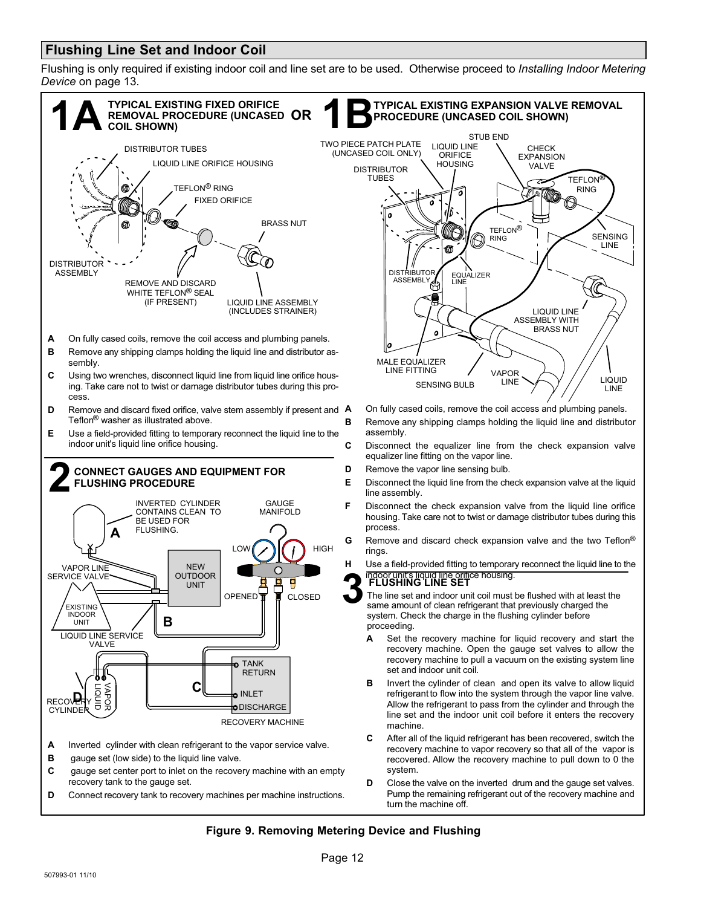## Flushing Line Set and Indoor Coil

Flushing is only required if existing indoor coil and line set are to be used. Otherwise proceed to *Installing Indoor Metering Device* on page 13.

### 1A TYPICAL EXISTING FIXED ORIFICE REMOVAL PROCEDURE (UNCASED COIL SHOWN) OR

DISTRIBUTOR TUBES
LIQUID LINE ORIFICE HOUSING
TEFLON® RING
FIXED ORIFICE
BRASS NUT
DISTRIBUTOR ASSEMBLY
REMOVE AND DISCARD WHITE TEFLON® SEAL (IF PRESENT)
LIQUID LINE ASSEMBLY (INCLUDES STRAINER)

- **A** On fully cased coils, remove the coil access and plumbing panels.
- **B** Remove any shipping clamps holding the liquid line and distributor assembly.
- **C** Using two wrenches, disconnect liquid line from liquid line orifice housing. Take care not to twist or damage distributor tubes during this process.
- **D** Remove and discard fixed orifice, valve stem assembly if present and Teflon® washer as illustrated above.
- **E** Use a field-provided fitting to temporary reconnect the liquid line to the indoor unit's liquid line orifice housing.

### 2 CONNECT GAUGES AND EQUIPMENT FOR FLUSHING PROCEDURE

INVERTED CYLINDER CONTAINS CLEAN TO BE USED FOR FLUSHING.
GAUGE MANIFOLD
LOW
HIGH
VAPOR LINE SERVICE VALVE
NEW OUTDOOR UNIT
OPENED
CLOSED
EXISTING INDOOR UNIT
LIQUID LINE SERVICE VALVE
TANK RETURN
INLET
DISCHARGE
RECOVERY CYLINDER
VAPOR
LIQUID
RECOVERY MACHINE

- **A** Inverted cylinder with clean refrigerant to the vapor service valve.
- **B** gauge set (low side) to the liquid line valve.
- **C** gauge set center port to inlet on the recovery machine with an empty recovery tank to the gauge set.
- **D** Connect recovery tank to recovery machines per machine instructions.

### 1B TYPICAL EXISTING EXPANSION VALVE REMOVAL PROCEDURE (UNCASED COIL SHOWN)

TWO PIECE PATCH PLATE (UNCASED COIL ONLY)
LIQUID LINE ORIFICE HOUSING
STUB END
CHECK EXPANSION VALVE
TEFLON® RING
DISTRIBUTOR TUBES
TEFLON® RING
SENSING LINE
DISTRIBUTOR ASSEMBLY
EQUALIZER LINE
LIQUID LINE ASSEMBLY WITH BRASS NUT
MALE EQUALIZER LINE FITTING
SENSING BULB
VAPOR LINE
LIQUID LINE

- **A** On fully cased coils, remove the coil access and plumbing panels.
- **B** Remove any shipping clamps holding the liquid line and distributor assembly.
- **C** Disconnect the equalizer line from the check expansion valve equalizer line fitting on the vapor line.
- **D** Remove the vapor line sensing bulb.
- **E** Disconnect the liquid line from the check expansion valve at the liquid line assembly.
- **F** Disconnect the check expansion valve from the liquid line orifice housing. Take care not to twist or damage distributor tubes during this process.
- **G** Remove and discard check expansion valve and the two Teflon® rings.
- **H** Use a field-provided fitting to temporary reconnect the liquid line to the indoor unit's liquid line orifice housing.

### 3 FLUSHING LINE SET

The line set and indoor unit coil must be flushed with at least the same amount of clean refrigerant that previously charged the system. Check the charge in the flushing cylinder before proceeding.

- **A** Set the recovery machine for liquid recovery and start the recovery machine. Open the gauge set valves to allow the recovery machine to pull a vacuum on the existing system line set and indoor unit coil.
- **B** Invert the cylinder of clean and open its valve to allow liquid refrigerant to flow into the system through the vapor line valve. Allow the refrigerant to pass from the cylinder and through the line set and the indoor unit coil before it enters the recovery machine.
- **C** After all of the liquid refrigerant has been recovered, switch the recovery machine to vapor recovery so that all of the vapor is recovered. Allow the recovery machine to pull down to 0 the system.
- **D** Close the valve on the inverted drum and the gauge set valves. Pump the remaining refrigerant out of the recovery machine and turn the machine off.

**Figure 9. Removing Metering Device and Flushing**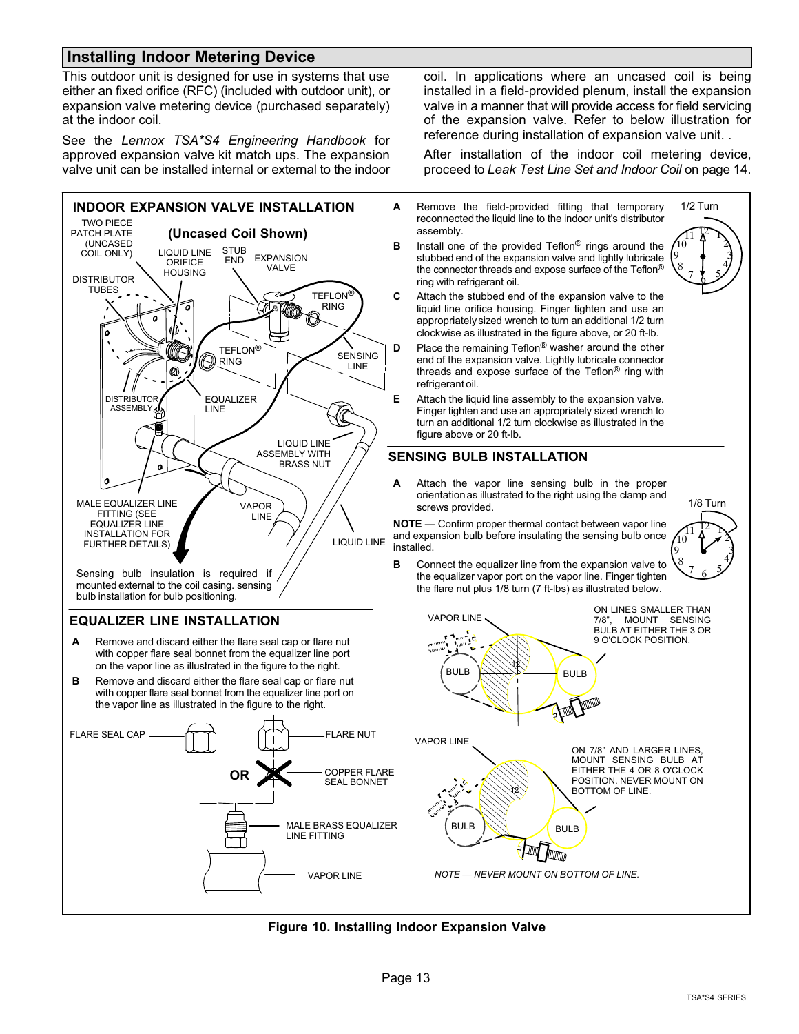## Installing Indoor Metering Device

This outdoor unit is designed for use in systems that use either an fixed orifice (RFC) (included with outdoor unit), or expansion valve metering device (purchased separately) at the indoor coil.

See the *Lennox TSA*S4 Engineering Handbook* for approved expansion valve kit match ups. The expansion valve unit can be installed internal or external to the indoor coil. In applications where an uncased coil is being installed in a field-provided plenum, install the expansion valve in a manner that will provide access for field servicing of the expansion valve. Refer to below illustration for reference during installation of expansion valve unit. .

After installation of the indoor coil metering device, proceed to *Leak Test Line Set and Indoor Coil* on page 14.

### INDOOR EXPANSION VALVE INSTALLATION

**(Uncased Coil Shown)**

TWO PIECE PATCH PLATE (UNCASED COIL ONLY)

LIQUID LINE ORIFICE HOUSING

STUB END

EXPANSION VALVE

DISTRIBUTOR TUBES

TEFLON® RING

TEFLON® RING

SENSING LINE

DISTRIBUTOR ASSEMBLY

EQUALIZER LINE

LIQUID LINE ASSEMBLY WITH BRASS NUT

MALE EQUALIZER LINE FITTING (SEE EQUALIZER LINE INSTALLATION FOR FURTHER DETAILS)

VAPOR LINE

LIQUID LINE

Sensing bulb insulation is required if mounted external to the coil casing. sensing bulb installation for bulb positioning.

**A** Remove the field-provided fitting that temporary reconnected the liquid line to the indoor unit's distributor assembly.

**B** Install one of the provided Teflon® rings around the stubbed end of the expansion valve and lightly lubricate the connector threads and expose surface of the Teflon® ring with refrigerant oil.

**C** Attach the stubbed end of the expansion valve to the liquid line orifice housing. Finger tighten and use an appropriately sized wrench to turn an additional 1/2 turn clockwise as illustrated in the figure above, or 20 ft-lb.

**D** Place the remaining Teflon® washer around the other end of the expansion valve. Lightly lubricate connector threads and expose surface of the Teflon® ring with refrigerant oil.

**E** Attach the liquid line assembly to the expansion valve. Finger tighten and use an appropriately sized wrench to turn an additional 1/2 turn clockwise as illustrated in the figure above or 20 ft-lb.

1/2 Turn

### SENSING BULB INSTALLATION

**A** Attach the vapor line sensing bulb in the proper orientation as illustrated to the right using the clamp and screws provided.

**NOTE** — Confirm proper thermal contact between vapor line and expansion bulb before insulating the sensing bulb once installed.

**B** Connect the equalizer line from the expansion valve to the equalizer vapor port on the vapor line. Finger tighten the flare nut plus 1/8 turn (7 ft-lbs) as illustrated below.

1/8 Turn

VAPOR LINE

BULB

BULB

ON LINES SMALLER THAN 7/8", MOUNT SENSING BULB AT EITHER THE 3 OR 9 O'CLOCK POSITION.

VAPOR LINE

BULB

BULB

ON 7/8" AND LARGER LINES, MOUNT SENSING BULB AT EITHER THE 4 OR 8 O'CLOCK POSITION. NEVER MOUNT ON BOTTOM OF LINE.

*NOTE — NEVER MOUNT ON BOTTOM OF LINE.*

### EQUALIZER LINE INSTALLATION

**A** Remove and discard either the flare seal cap or flare nut with copper flare seal bonnet from the equalizer line port on the vapor line as illustrated in the figure to the right.

**B** Remove and discard either the flare seal cap or flare nut with copper flare seal bonnet from the equalizer line port on the vapor line as illustrated in the figure to the right.

FLARE SEAL CAP

OR

FLARE NUT

COPPER FLARE SEAL BONNET

MALE BRASS EQUALIZER LINE FITTING

VAPOR LINE

**Figure 10. Installing Indoor Expansion Valve**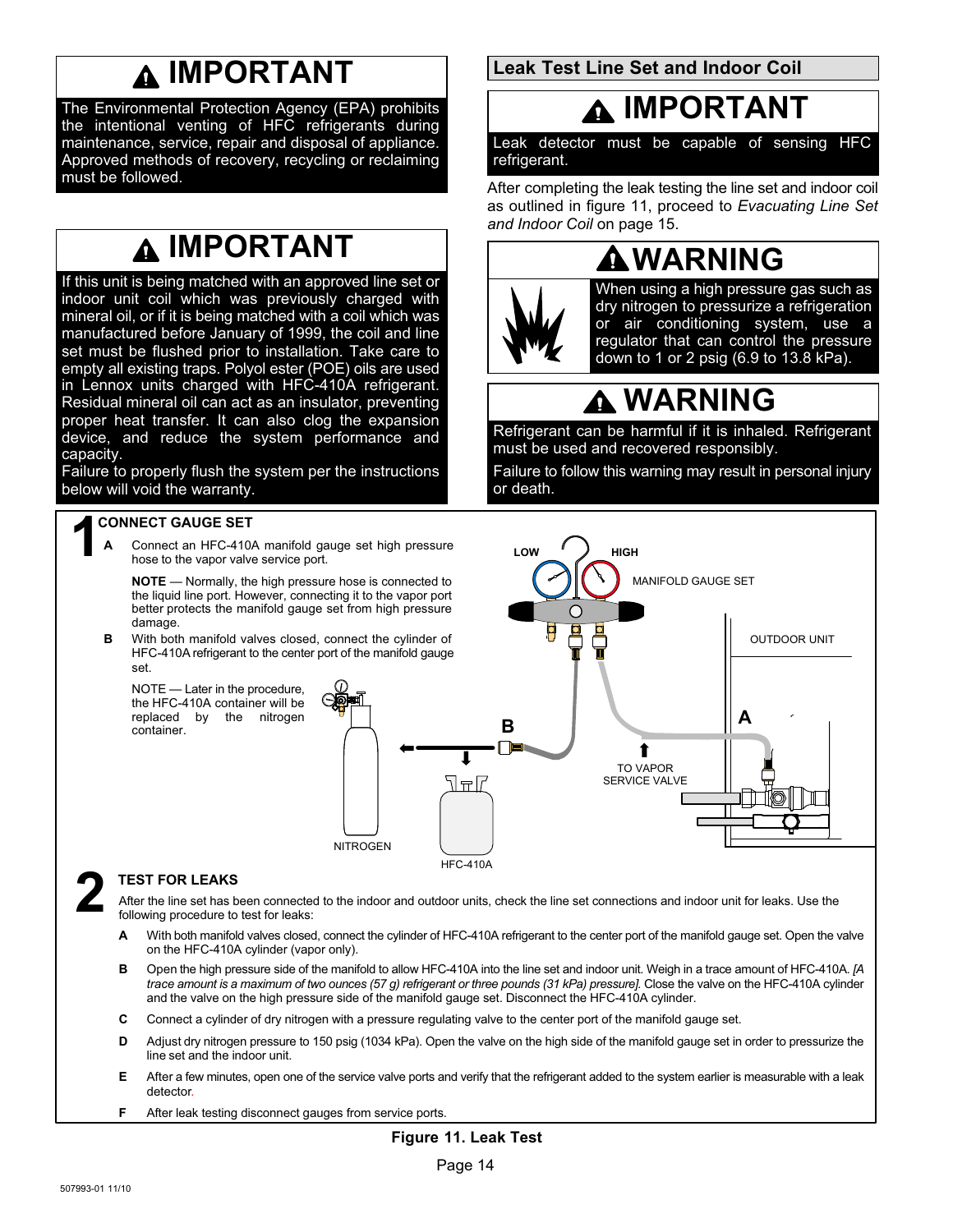## IMPORTANT

The Environmental Protection Agency (EPA) prohibits the intentional venting of HFC refrigerants during maintenance, service, repair and disposal of appliance. Approved methods of recovery, recycling or reclaiming must be followed.

## IMPORTANT

If this unit is being matched with an approved line set or indoor unit coil which was previously charged with mineral oil, or if it is being matched with a coil which was manufactured before January of 1999, the coil and line set must be flushed prior to installation. Take care to empty all existing traps. Polyol ester (POE) oils are used in Lennox units charged with HFC-410A refrigerant. Residual mineral oil can act as an insulator, preventing proper heat transfer. It can also clog the expansion device, and reduce the system performance and capacity.

Failure to properly flush the system per the instructions below will void the warranty.

## Leak Test Line Set and Indoor Coil

## IMPORTANT

Leak detector must be capable of sensing HFC refrigerant.

After completing the leak testing the line set and indoor coil as outlined in figure 11, proceed to *Evacuating Line Set and Indoor Coil* on page 15.

## WARNING

When using a high pressure gas such as dry nitrogen to pressurize a refrigeration or air conditioning system, use a regulator that can control the pressure down to 1 or 2 psig (6.9 to 13.8 kPa).

## WARNING

Refrigerant can be harmful if it is inhaled. Refrigerant must be used and recovered responsibly.

Failure to follow this warning may result in personal injury or death.

### 1 CONNECT GAUGE SET

**A** Connect an HFC-410A manifold gauge set high pressure hose to the vapor valve service port.

**NOTE** — Normally, the high pressure hose is connected to the liquid line port. However, connecting it to the vapor port better protects the manifold gauge set from high pressure damage.

**B** With both manifold valves closed, connect the cylinder of HFC-410A refrigerant to the center port of the manifold gauge set.

NOTE — Later in the procedure, the HFC-410A container will be replaced by the nitrogen container.

LOW | HIGH | MANIFOLD GAUGE SET | OUTDOOR UNIT | A | B | TO VAPOR SERVICE VALVE | NITROGEN | HFC-410A

### 2 TEST FOR LEAKS

After the line set has been connected to the indoor and outdoor units, check the line set connections and indoor unit for leaks. Use the following procedure to test for leaks:

**A** With both manifold valves closed, connect the cylinder of HFC-410A refrigerant to the center port of the manifold gauge set. Open the valve on the HFC-410A cylinder (vapor only).

**B** Open the high pressure side of the manifold to allow HFC-410A into the line set and indoor unit. Weigh in a trace amount of HFC-410A. *[A trace amount is a maximum of two ounces (57 g) refrigerant or three pounds (31 kPa) pressure].* Close the valve on the HFC-410A cylinder and the valve on the high pressure side of the manifold gauge set. Disconnect the HFC-410A cylinder.

**C** Connect a cylinder of dry nitrogen with a pressure regulating valve to the center port of the manifold gauge set.

**D** Adjust dry nitrogen pressure to 150 psig (1034 kPa). Open the valve on the high side of the manifold gauge set in order to pressurize the line set and the indoor unit.

**E** After a few minutes, open one of the service valve ports and verify that the refrigerant added to the system earlier is measurable with a leak detector.

**F** After leak testing disconnect gauges from service ports.

**Figure 11. Leak Test**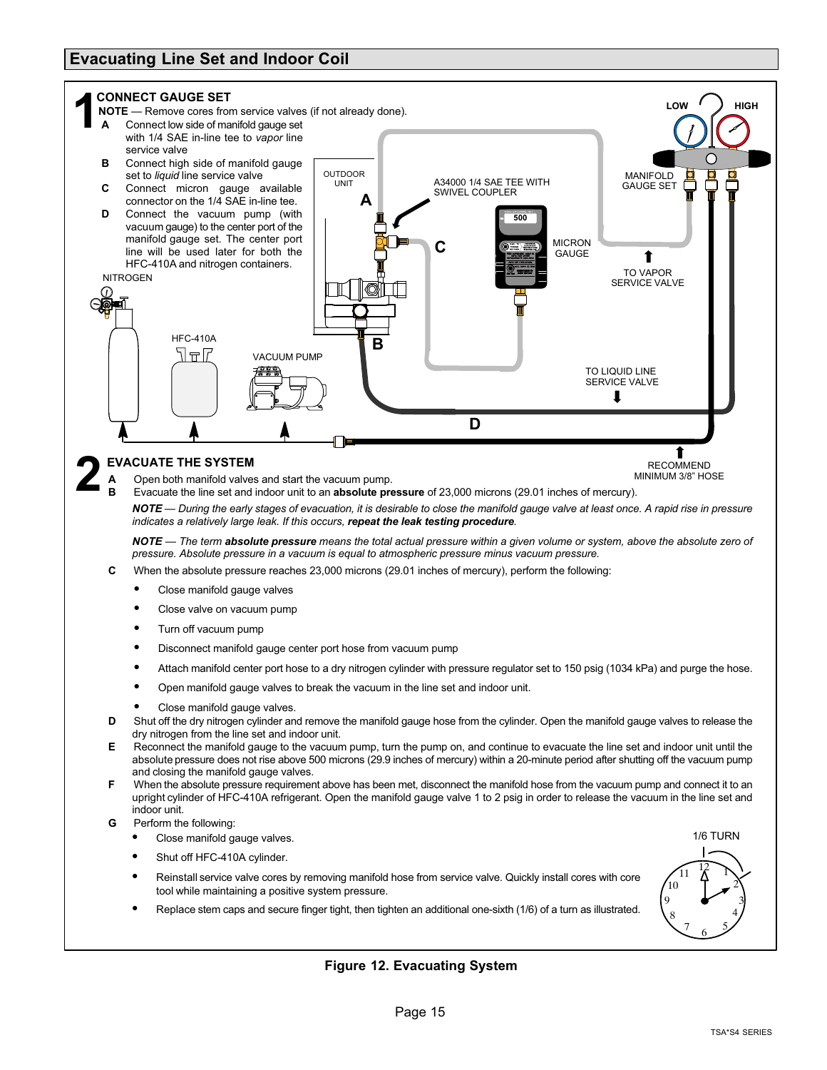## Evacuating Line Set and Indoor Coil

**1 CONNECT GAUGE SET**

**NOTE** — Remove cores from service valves (if not already done).

- **A** Connect low side of manifold gauge set with 1/4 SAE in-line tee to *vapor* line service valve
- **B** Connect high side of manifold gauge set to *liquid* line service valve
- **C** Connect micron gauge available connector on the 1/4 SAE in-line tee.
- **D** Connect the vacuum pump (with vacuum gauge) to the center port of the manifold gauge set. The center port line will be used later for both the HFC-410A and nitrogen containers.

NITROGEN

HFC-410A

VACUUM PUMP

OUTDOOR UNIT

A34000 1/4 SAE TEE WITH SWIVEL COUPLER

MICRON GAUGE

LOW HIGH

MANIFOLD GAUGE SET

TO VAPOR SERVICE VALVE

TO LIQUID LINE SERVICE VALVE

RECOMMEND MINIMUM 3/8" HOSE

**2 EVACUATE THE SYSTEM**

- **A** Open both manifold valves and start the vacuum pump.
- **B** Evacuate the line set and indoor unit to an **absolute pressure** of 23,000 microns (29.01 inches of mercury).

*__NOTE__ — During the early stages of evacuation, it is desirable to close the manifold gauge valve at least once. A rapid rise in pressure indicates a relatively large leak. If this occurs, __repeat the leak testing procedure__.*

*__NOTE__ — The term __absolute pressure__ means the total actual pressure within a given volume or system, above the absolute zero of pressure. Absolute pressure in a vacuum is equal to atmospheric pressure minus vacuum pressure.*

- **C** When the absolute pressure reaches 23,000 microns (29.01 inches of mercury), perform the following:
  - Close manifold gauge valves
  - Close valve on vacuum pump
  - Turn off vacuum pump
  - Disconnect manifold gauge center port hose from vacuum pump
  - Attach manifold center port hose to a dry nitrogen cylinder with pressure regulator set to 150 psig (1034 kPa) and purge the hose.
  - Open manifold gauge valves to break the vacuum in the line set and indoor unit.
  - Close manifold gauge valves.
- **D** Shut off the dry nitrogen cylinder and remove the manifold gauge hose from the cylinder. Open the manifold gauge valves to release the dry nitrogen from the line set and indoor unit.
- **E** Reconnect the manifold gauge to the vacuum pump, turn the pump on, and continue to evacuate the line set and indoor unit until the absolute pressure does not rise above 500 microns (29.9 inches of mercury) within a 20-minute period after shutting off the vacuum pump and closing the manifold gauge valves.
- **F** When the absolute pressure requirement above has been met, disconnect the manifold hose from the vacuum pump and connect it to an upright cylinder of HFC-410A refrigerant. Open the manifold gauge valve 1 to 2 psig in order to release the vacuum in the line set and indoor unit.
- **G** Perform the following:
  - Close manifold gauge valves.
  - Shut off HFC-410A cylinder.
  - Reinstall service valve cores by removing manifold hose from service valve. Quickly install cores with core tool while maintaining a positive system pressure.
  - Replace stem caps and secure finger tight, then tighten an additional one-sixth (1/6) of a turn as illustrated.

1/6 TURN

**Figure 12. Evacuating System**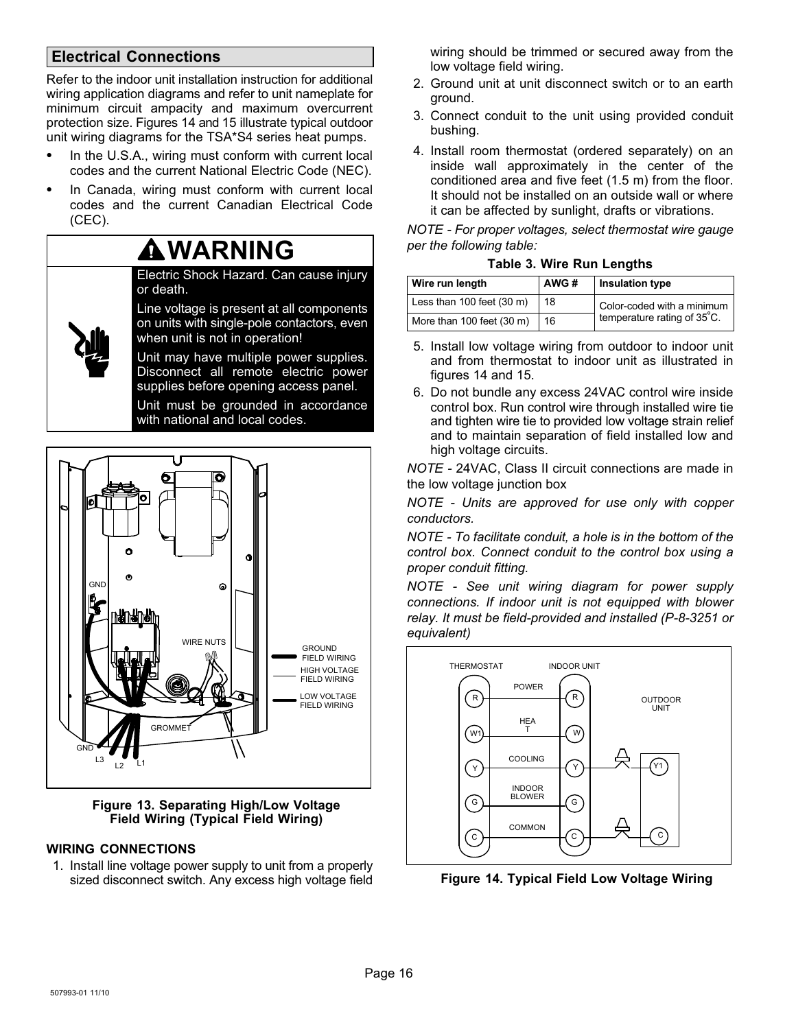## Electrical Connections

Refer to the indoor unit installation instruction for additional wiring application diagrams and refer to unit nameplate for minimum circuit ampacity and maximum overcurrent protection size. Figures 14 and 15 illustrate typical outdoor unit wiring diagrams for the TSA*S4 series heat pumps.

- In the U.S.A., wiring must conform with current local codes and the current National Electric Code (NEC).
- In Canada, wiring must conform with current local codes and the current Canadian Electrical Code (CEC).

**WARNING**

Electric Shock Hazard. Can cause injury or death.

Line voltage is present at all components on units with single-pole contactors, even when unit is not in operation!

Unit may have multiple power supplies. Disconnect all remote electric power supplies before opening access panel.

Unit must be grounded in accordance with national and local codes.

**Figure 13. Separating High/Low Voltage Field Wiring (Typical Field Wiring)**

### WIRING CONNECTIONS

1. Install line voltage power supply to unit from a properly sized disconnect switch. Any excess high voltage field wiring should be trimmed or secured away from the low voltage field wiring.
2. Ground unit at unit disconnect switch or to an earth ground.
3. Connect conduit to the unit using provided conduit bushing.
4. Install room thermostat (ordered separately) on an inside wall approximately in the center of the conditioned area and five feet (1.5 m) from the floor. It should not be installed on an outside wall or where it can be affected by sunlight, drafts or vibrations.

*NOTE - For proper voltages, select thermostat wire gauge per the following table:*

**Table 3. Wire Run Lengths**

| Wire run length | AWG # | Insulation type |
|---|---|---|
| Less than 100 feet (30 m) | 18 | Color-coded with a minimum temperature rating of 35°C. |
| More than 100 feet (30 m) | 16 | |

5. Install low voltage wiring from outdoor to indoor unit and from thermostat to indoor unit as illustrated in figures 14 and 15.
6. Do not bundle any excess 24VAC control wire inside control box. Run control wire through installed wire tie and tighten wire tie to provided low voltage strain relief and to maintain separation of field installed low and high voltage circuits.

*NOTE* - 24VAC, Class II circuit connections are made in the low voltage junction box

*NOTE - Units are approved for use only with copper conductors.*

*NOTE - To facilitate conduit, a hole is in the bottom of the control box. Connect conduit to the control box using a proper conduit fitting.*

*NOTE - See unit wiring diagram for power supply connections. If indoor unit is not equipped with blower relay. It must be field-provided and installed (P-8-3251 or equivalent)*

**Figure 14. Typical Field Low Voltage Wiring**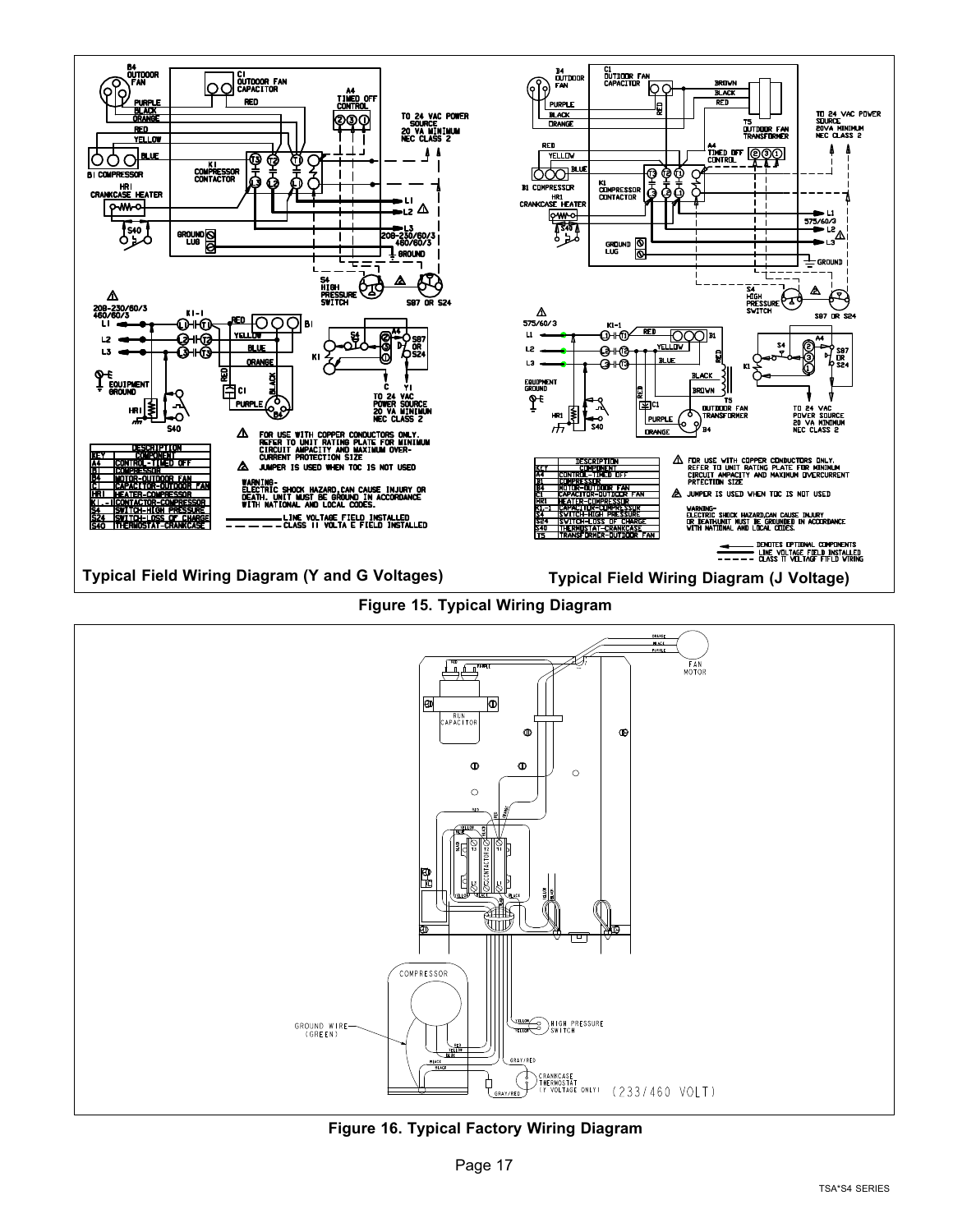Typical Field Wiring Diagram (Y and G Voltages)

| KEY | DESCRIPTION COMPONENT |
| --- | --- |
| A4 | CONTROL-TIMED OFF |
| B1 | COMPRESSOR |
| B4 | MOTOR-OUTDOOR FAN |
| C1 | CAPACITOR-OUTDOOR FAN |
| HR1 | HEATER-COMPRESSOR |
| K1,-1 | CONTACTOR-COMPRESSOR |
| S4 | SWITCH-HIGH PRESSURE |
| S24 | SWITCH-LOSS OF CHARGE |
| S40 | THERMOSTAT-CRANKCASE |

Typical Field Wiring Diagram (J Voltage)

| KEY | DESCRIPTION COMPONENT |
| --- | --- |
| A4 | CONTROL-TIMED OFF |
| B1 | COMPRESSOR |
| B4 | MOTOR-OUTDOOR FAN |
| C1 | CAPACITOR-OUTDOOR FAN |
| HR1 | HEATER-COMPRESSOR |
| K1-1 | CAPACITOR-COMPRESSOR |
| S4 | SWITCH-HIGH PRESSURE |
| S24 | SWITCH-LOSS OF CHARGE |
| S40 | THERMOSTAT-CRANKCASE |
| T5 | TRANSFORMER-OUTDOOR FAN |

**Figure 15. Typical Wiring Diagram**

**Figure 16. Typical Factory Wiring Diagram**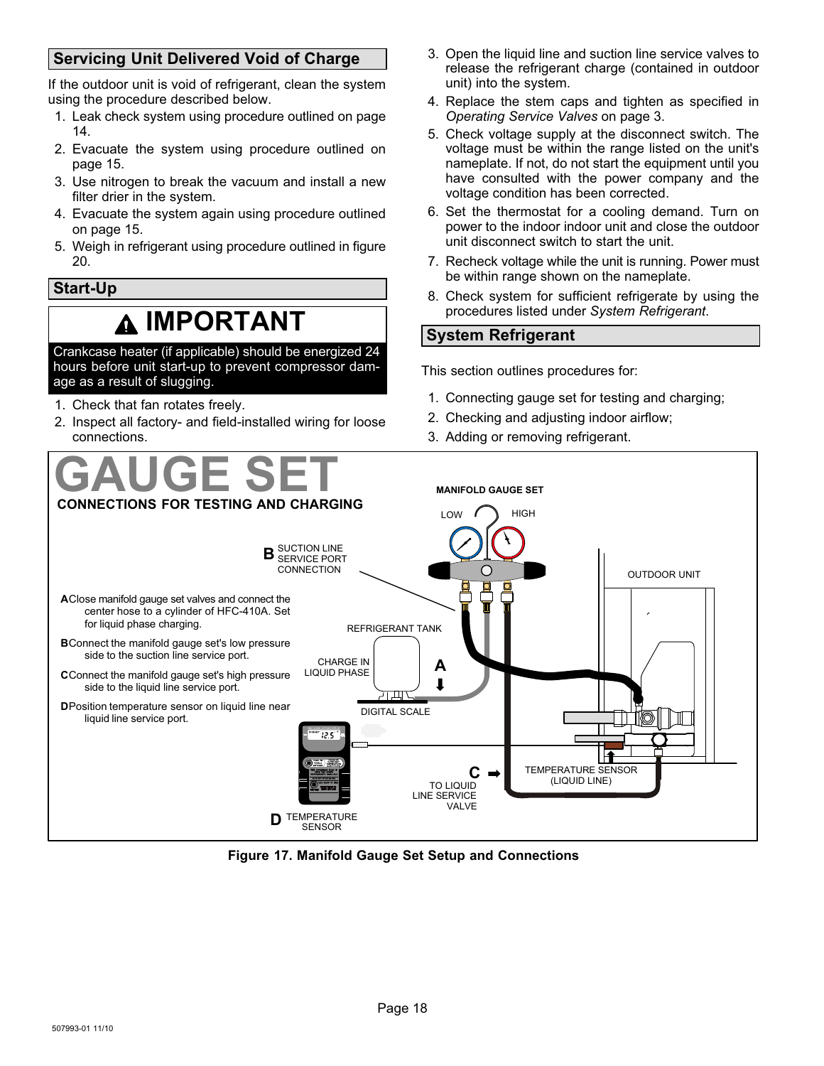## Servicing Unit Delivered Void of Charge

If the outdoor unit is void of refrigerant, clean the system using the procedure described below.

1. Leak check system using procedure outlined on page 14.
2. Evacuate the system using procedure outlined on page 15.
3. Use nitrogen to break the vacuum and install a new filter drier in the system.
4. Evacuate the system again using procedure outlined on page 15.
5. Weigh in refrigerant using procedure outlined in figure 20.

## Start-Up

> **⚠ IMPORTANT**
>
> Crankcase heater (if applicable) should be energized 24 hours before unit start-up to prevent compressor damage as a result of slugging.

1. Check that fan rotates freely.
2. Inspect all factory- and field-installed wiring for loose connections.
3. Open the liquid line and suction line service valves to release the refrigerant charge (contained in outdoor unit) into the system.
4. Replace the stem caps and tighten as specified in *Operating Service Valves* on page 3.
5. Check voltage supply at the disconnect switch. The voltage must be within the range listed on the unit's nameplate. If not, do not start the equipment until you have consulted with the power company and the voltage condition has been corrected.
6. Set the thermostat for a cooling demand. Turn on power to the indoor indoor unit and close the outdoor unit disconnect switch to start the unit.
7. Recheck voltage while the unit is running. Power must be within range shown on the nameplate.
8. Check system for sufficient refrigerate by using the procedures listed under *System Refrigerant*.

## System Refrigerant

This section outlines procedures for:

1. Connecting gauge set for testing and charging;
2. Checking and adjusting indoor airflow;
3. Adding or removing refrigerant.

**GAUGE SET**

**CONNECTIONS FOR TESTING AND CHARGING**

- **A** Close manifold gauge set valves and connect the center hose to a cylinder of HFC-410A. Set for liquid phase charging.
- **B** Connect the manifold gauge set's low pressure side to the suction line service port.
- **C** Connect the manifold gauge set's high pressure side to the liquid line service port.
- **D** Position temperature sensor on liquid line near liquid line service port.

MANIFOLD GAUGE SET — LOW — HIGH

B SUCTION LINE SERVICE PORT CONNECTION

OUTDOOR UNIT

REFRIGERANT TANK

CHARGE IN LIQUID PHASE

A

DIGITAL SCALE

C TO LIQUID LINE SERVICE VALVE

TEMPERATURE SENSOR (LIQUID LINE)

D TEMPERATURE SENSOR

**Figure 17. Manifold Gauge Set Setup and Connections**

507993-01 11/10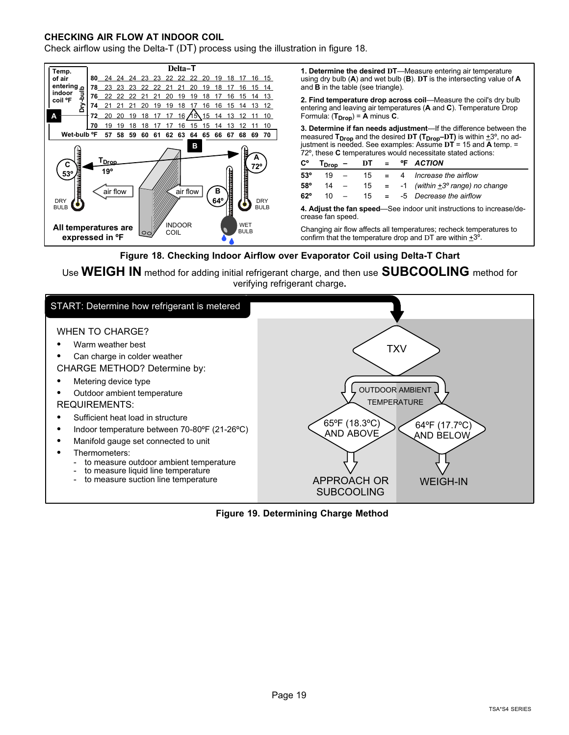### CHECKING AIR FLOW AT INDOOR COIL

Check airflow using the Delta-T (DT) process using the illustration in figure 18.

**Delta−T**

| Temp. of air entering indoor coil ºF (Dry-bulb) | | | | | | | | | | | | | | |
|---|---|---|---|---|---|---|---|---|---|---|---|---|---|---|
| **80** | 24 | 24 | 24 | 23 | 23 | 22 | 22 | 22 | 20 | 19 | 18 | 17 | 16 | 15 |
| **78** | 23 | 23 | 23 | 22 | 22 | 21 | 21 | 20 | 19 | 18 | 17 | 16 | 15 | 14 |
| **76** | 22 | 22 | 22 | 21 | 21 | 20 | 19 | 19 | 18 | 17 | 16 | 15 | 14 | 13 |
| **74** | 21 | 21 | 21 | 20 | 19 | 19 | 18 | 17 | 16 | 16 | 15 | 14 | 13 | 12 |
| **72** | 20 | 20 | 19 | 18 | 17 | 17 | 16 | 15 | 15 | 14 | 13 | 12 | 11 | 10 |
| **70** | 19 | 19 | 18 | 18 | 17 | 17 | 16 | 15 | 15 | 14 | 13 | 12 | 11 | 10 |
| **Wet-bulb ºF** | **57** | **58** | **59** | **60** | **61** | **62** | **63** | **64** | **65** | **66** | **67** | **68** | **69** | **70** |

A = 72º (dry bulb), B = 64º (wet bulb), C = 53º (dry bulb), $T_{Drop}$ = 19º; air flow → indoor coil.

All temperatures are expressed in ºF

1. **Determine the desired DT**—Measure entering air temperature using dry bulb (**A**) and wet bulb (**B**). **DT** is the intersecting value of **A** and **B** in the table (see triangle).

2. **Find temperature drop across coil**—Measure the coil's dry bulb entering and leaving air temperatures (**A** and **C**). Temperature Drop Formula: ($T_{Drop}$) = **A** minus **C**.

3. **Determine if fan needs adjustment**—If the difference between the measured $T_{Drop}$ and the desired **DT** ($T_{Drop}$–DT) is within ±3º, no adjustment is needed. See examples: Assume **DT** = 15 and **A** temp. = 72º, these **C** temperatures would necessitate stated actions:

| Cº | $T_{Drop}$ | – | DT | = | ºF | *ACTION* |
|---|---|---|---|---|---|---|
| **53º** | 19 | – | 15 | = | 4 | *Increase the airflow* |
| **58º** | 14 | – | 15 | = | -1 | *(within ±3º range) no change* |
| **62º** | 10 | – | 15 | = | -5 | *Decrease the airflow* |

4. **Adjust the fan speed**—See indoor unit instructions to increase/decrease fan speed.

Changing air flow affects all temperatures; recheck temperatures to confirm that the temperature drop and DT are within ±3º.

**Figure 18. Checking Indoor Airflow over Evaporator Coil using Delta-T Chart**

Use **WEIGH IN** method for adding initial refrigerant charge, and then use **SUBCOOLING** method for verifying refrigerant charge**.**

START: Determine how refrigerant is metered

WHEN TO CHARGE?

- Warm weather best
- Can charge in colder weather

CHARGE METHOD? Determine by:

- Metering device type
- Outdoor ambient temperature

REQUIREMENTS:

- Sufficient heat load in structure
- Indoor temperature between 70-80ºF (21-26ºC)
- Manifold gauge set connected to unit
- Thermometers:
  - to measure outdoor ambient temperature
  - to measure liquid line temperature
  - to measure suction line temperature

TXV → OUTDOOR AMBIENT TEMPERATURE:
- 65ºF (18.3ºC) AND ABOVE → APPROACH OR SUBCOOLING
- 64ºF (17.7ºC) AND BELOW → WEIGH-IN

**Figure 19. Determining Charge Method**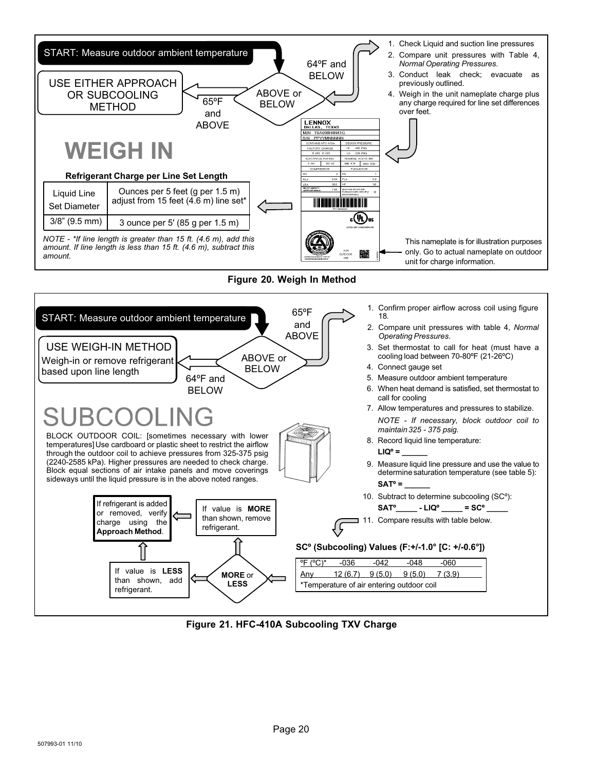START: Measure outdoor ambient temperature

ABOVE or BELOW

65ºF and ABOVE → USE EITHER APPROACH OR SUBCOOLING METHOD

64ºF and BELOW →

1. Check Liquid and suction line pressures
2. Compare unit pressures with Table 4, *Normal Operating Pressures*.
3. Conduct leak check; evacuate as previously outlined.
4. Weigh in the unit nameplate charge plus any charge required for line set differences over feet.

# WEIGH IN

**Refrigerant Charge per Line Set Length**

| Liquid Line Set Diameter | Ounces per 5 feet (g per 1.5 m) adjust from 15 feet (4.6 m) line set* |
|---|---|
| 3/8" (9.5 mm) | 3 ounce per 5' (85 g per 1.5 m) |

*NOTE - *If line length is greater than 15 ft. (4.6 m), add this amount. If line length is less than 15 ft. (4.6 m), subtract this amount.*

LENNOX DALLAS, TEXAS
M/N TSA036H4N41G
S/N PPYYMNNNNN

This nameplate is for illustration purposes only. Go to actual nameplate on outdoor unit for charge information.

**Figure 20. Weigh In Method**

START: Measure outdoor ambient temperature

ABOVE or BELOW

64ºF and BELOW → USE WEIGH-IN METHOD
Weigh-in or remove refrigerant based upon line length

65ºF and ABOVE →

1. Confirm proper airflow across coil using figure 18.
2. Compare unit pressures with table 4, *Normal Operating Pressures*.
3. Set thermostat to call for heat (must have a cooling load between 70-80ºF (21-26ºC)
4. Connect gauge set
5. Measure outdoor ambient temperature
6. When heat demand is satisfied, set thermostat to call for cooling
7. Allow temperatures and pressures to stabilize.

   *NOTE - If necessary, block outdoor coil to maintain 325 - 375 psig.*
8. Record liquid line temperature:

   **LIQº = ______**
9. Measure liquid line pressure and use the value to determine saturation temperature (see table 5):

   **SATº = ______**
10. Subtract to determine subcooling (SCº):

    **SATº_____ - LIQº _____ = SCº _____**
11. Compare results with table below.

# SUBCOOLING

BLOCK OUTDOOR COIL: [sometimes necessary with lower temperatures] Use cardboard or plastic sheet to restrict the airflow through the outdoor coil to achieve pressures from 325-375 psig (2240-2585 kPa). Higher pressures are needed to check charge. Block equal sections of air intake panels and move coverings sideways until the liquid pressure is in the above noted ranges.

**SCº (Subcooling) Values (F:+/-1.0° [C: +/-0.6°])**

| ºF (ºC)* | -036 | -042 | -048 | -060 |
|---|---|---|---|---|
| Any | 12 (6.7) | 9 (5.0) | 9 (5.0) | 7 (3.9) |

*Temperature of air entering outdoor coil

**MORE** or **LESS**

If value is **MORE** than shown, remove refrigerant.

If value is **LESS** than shown, add refrigerant.

If refrigerant is added or removed, verify charge using the **Approach Method**.

**Figure 21. HFC-410A Subcooling TXV Charge**

507993-01 11/10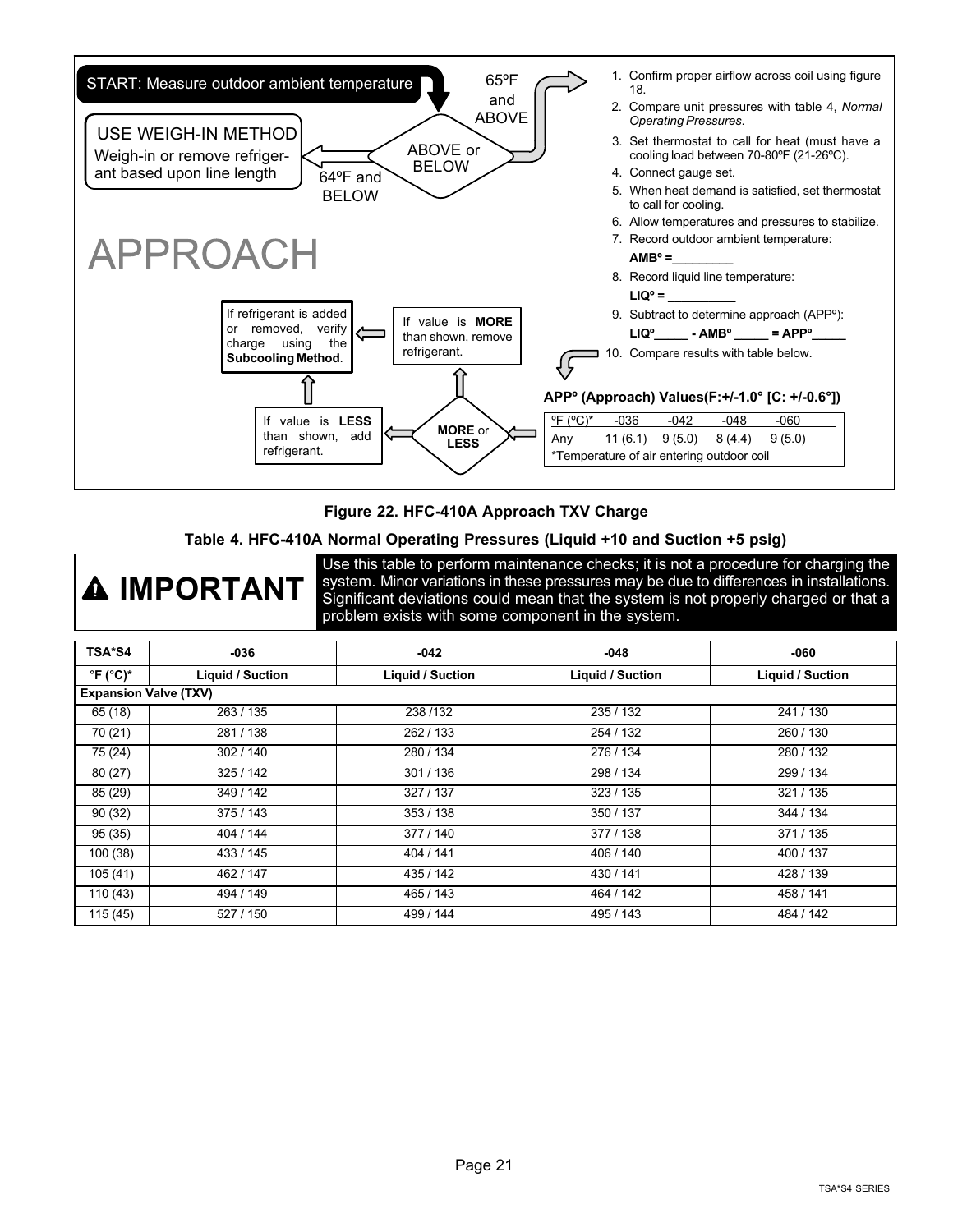START: Measure outdoor ambient temperature

ABOVE or BELOW

65ºF and ABOVE

64ºF and BELOW

**USE WEIGH-IN METHOD**

Weigh-in or remove refrigerant based upon line length

# APPROACH

1. Confirm proper airflow across coil using figure 18.
2. Compare unit pressures with table 4, *Normal Operating Pressures*.
3. Set thermostat to call for heat (must have a cooling load between 70-80ºF (21-26ºC).
4. Connect gauge set.
5. When heat demand is satisfied, set thermostat to call for cooling.
6. Allow temperatures and pressures to stabilize.
7. Record outdoor ambient temperature:
   **AMBº =_________**
8. Record liquid line temperature:
   **LIQº = __________**
9. Subtract to determine approach (APPº):
   **LIQº_____ - AMBº _____ = APPº_____**
10. Compare results with table below.

**APPº (Approach) Values(F:+/-1.0° [C: +/-0.6°])**

| ºF (ºC)* | -036 | -042 | -048 | -060 |
|---|---|---|---|---|
| Any | 11 (6.1) | 9 (5.0) | 8 (4.4) | 9 (5.0) |

*Temperature of air entering outdoor coil

**MORE** or **LESS**

If value is **MORE** than shown, remove refrigerant.

If value is **LESS** than shown, add refrigerant.

If refrigerant is added or removed, verify charge using the **Subcooling Method**.

**Figure 22. HFC-410A Approach TXV Charge**

**Table 4. HFC-410A Normal Operating Pressures (Liquid +10 and Suction +5 psig)**

> **⚠ IMPORTANT**
>
> Use this table to perform maintenance checks; it is not a procedure for charging the system. Minor variations in these pressures may be due to differences in installations. Significant deviations could mean that the system is not properly charged or that a problem exists with some component in the system.

| TSA*S4 | -036 | -042 | -048 | -060 |
|---|---|---|---|---|
| **°F (°C)*** | **Liquid / Suction** | **Liquid / Suction** | **Liquid / Suction** | **Liquid / Suction** |
| **Expansion Valve (TXV)** | | | | |
| 65 (18) | 263 / 135 | 238 /132 | 235 / 132 | 241 / 130 |
| 70 (21) | 281 / 138 | 262 / 133 | 254 / 132 | 260 / 130 |
| 75 (24) | 302 / 140 | 280 / 134 | 276 / 134 | 280 / 132 |
| 80 (27) | 325 / 142 | 301 / 136 | 298 / 134 | 299 / 134 |
| 85 (29) | 349 / 142 | 327 / 137 | 323 / 135 | 321 / 135 |
| 90 (32) | 375 / 143 | 353 / 138 | 350 / 137 | 344 / 134 |
| 95 (35) | 404 / 144 | 377 / 140 | 377 / 138 | 371 / 135 |
| 100 (38) | 433 / 145 | 404 / 141 | 406 / 140 | 400 / 137 |
| 105 (41) | 462 / 147 | 435 / 142 | 430 / 141 | 428 / 139 |
| 110 (43) | 494 / 149 | 465 / 143 | 464 / 142 | 458 / 141 |
| 115 (45) | 527 / 150 | 499 / 144 | 495 / 143 | 484 / 142 |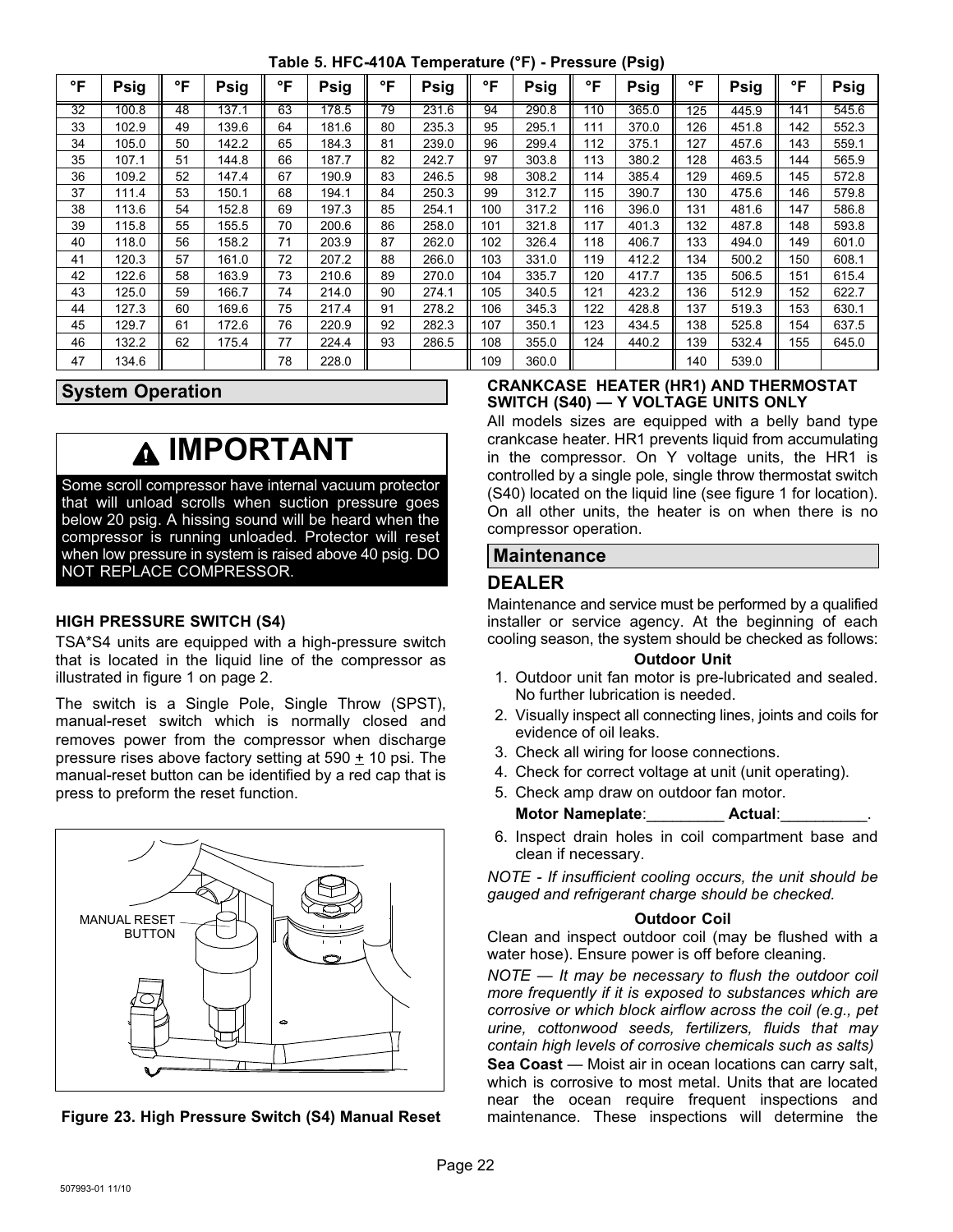Table 5. HFC-410A Temperature (°F) - Pressure (Psig)

| °F | Psig | °F | Psig | °F | Psig | °F | Psig | °F | Psig | °F | Psig | °F | Psig | °F | Psig |
|---|---|---|---|---|---|---|---|---|---|---|---|---|---|---|---|
| 32 | 100.8 | 48 | 137.1 | 63 | 178.5 | 79 | 231.6 | 94 | 290.8 | 110 | 365.0 | 125 | 445.9 | 141 | 545.6 |
| 33 | 102.9 | 49 | 139.6 | 64 | 181.6 | 80 | 235.3 | 95 | 295.1 | 111 | 370.0 | 126 | 451.8 | 142 | 552.3 |
| 34 | 105.0 | 50 | 142.2 | 65 | 184.3 | 81 | 239.0 | 96 | 299.4 | 112 | 375.1 | 127 | 457.6 | 143 | 559.1 |
| 35 | 107.1 | 51 | 144.8 | 66 | 187.7 | 82 | 242.7 | 97 | 303.8 | 113 | 380.2 | 128 | 463.5 | 144 | 565.9 |
| 36 | 109.2 | 52 | 147.4 | 67 | 190.9 | 83 | 246.5 | 98 | 308.2 | 114 | 385.4 | 129 | 469.5 | 145 | 572.8 |
| 37 | 111.4 | 53 | 150.1 | 68 | 194.1 | 84 | 250.3 | 99 | 312.7 | 115 | 390.7 | 130 | 475.6 | 146 | 579.8 |
| 38 | 113.6 | 54 | 152.8 | 69 | 197.3 | 85 | 254.1 | 100 | 317.2 | 116 | 396.0 | 131 | 481.6 | 147 | 586.8 |
| 39 | 115.8 | 55 | 155.5 | 70 | 200.6 | 86 | 258.0 | 101 | 321.8 | 117 | 401.3 | 132 | 487.8 | 148 | 593.8 |
| 40 | 118.0 | 56 | 158.2 | 71 | 203.9 | 87 | 262.0 | 102 | 326.4 | 118 | 406.7 | 133 | 494.0 | 149 | 601.0 |
| 41 | 120.3 | 57 | 161.0 | 72 | 207.2 | 88 | 266.0 | 103 | 331.0 | 119 | 412.2 | 134 | 500.2 | 150 | 608.1 |
| 42 | 122.6 | 58 | 163.9 | 73 | 210.6 | 89 | 270.0 | 104 | 335.7 | 120 | 417.7 | 135 | 506.5 | 151 | 615.4 |
| 43 | 125.0 | 59 | 166.7 | 74 | 214.0 | 90 | 274.1 | 105 | 340.5 | 121 | 423.2 | 136 | 512.9 | 152 | 622.7 |
| 44 | 127.3 | 60 | 169.6 | 75 | 217.4 | 91 | 278.2 | 106 | 345.3 | 122 | 428.8 | 137 | 519.3 | 153 | 630.1 |
| 45 | 129.7 | 61 | 172.6 | 76 | 220.9 | 92 | 282.3 | 107 | 350.1 | 123 | 434.5 | 138 | 525.8 | 154 | 637.5 |
| 46 | 132.2 | 62 | 175.4 | 77 | 224.4 | 93 | 286.5 | 108 | 355.0 | 124 | 440.2 | 139 | 532.4 | 155 | 645.0 |
| 47 | 134.6 | | | 78 | 228.0 | | | 109 | 360.0 | | | 140 | 539.0 | | |

## System Operation

> **IMPORTANT**
>
> Some scroll compressor have internal vacuum protector that will unload scrolls when suction pressure goes below 20 psig. A hissing sound will be heard when the compressor is running unloaded. Protector will reset when low pressure in system is raised above 40 psig. DO NOT REPLACE COMPRESSOR.

### HIGH PRESSURE SWITCH (S4)

TSA*S4 units are equipped with a high-pressure switch that is located in the liquid line of the compressor as illustrated in figure 1 on page 2.

The switch is a Single Pole, Single Throw (SPST), manual-reset switch which is normally closed and removes power from the compressor when discharge pressure rises above factory setting at 590 ± 10 psi. The manual-reset button can be identified by a red cap that is press to preform the reset function.

MANUAL RESET BUTTON

Figure 23. High Pressure Switch (S4) Manual Reset

### CRANKCASE HEATER (HR1) AND THERMOSTAT SWITCH (S40) — Y VOLTAGE UNITS ONLY

All models sizes are equipped with a belly band type crankcase heater. HR1 prevents liquid from accumulating in the compressor. On Y voltage units, the HR1 is controlled by a single pole, single throw thermostat switch (S40) located on the liquid line (see figure 1 for location). On all other units, the heater is on when there is no compressor operation.

## Maintenance

### DEALER

Maintenance and service must be performed by a qualified installer or service agency. At the beginning of each cooling season, the system should be checked as follows:

**Outdoor Unit**

1. Outdoor unit fan motor is pre-lubricated and sealed. No further lubrication is needed.
2. Visually inspect all connecting lines, joints and coils for evidence of oil leaks.
3. Check all wiring for loose connections.
4. Check for correct voltage at unit (unit operating).
5. Check amp draw on outdoor fan motor.

   **Motor Nameplate**:_________ **Actual**:__________.
6. Inspect drain holes in coil compartment base and clean if necessary.

*NOTE - If insufficient cooling occurs, the unit should be gauged and refrigerant charge should be checked.*

**Outdoor Coil**

Clean and inspect outdoor coil (may be flushed with a water hose). Ensure power is off before cleaning.

*NOTE — It may be necessary to flush the outdoor coil more frequently if it is exposed to substances which are corrosive or which block airflow across the coil (e.g., pet urine, cottonwood seeds, fertilizers, fluids that may contain high levels of corrosive chemicals such as salts)*

**Sea Coast** — Moist air in ocean locations can carry salt, which is corrosive to most metal. Units that are located near the ocean require frequent inspections and maintenance. These inspections will determine the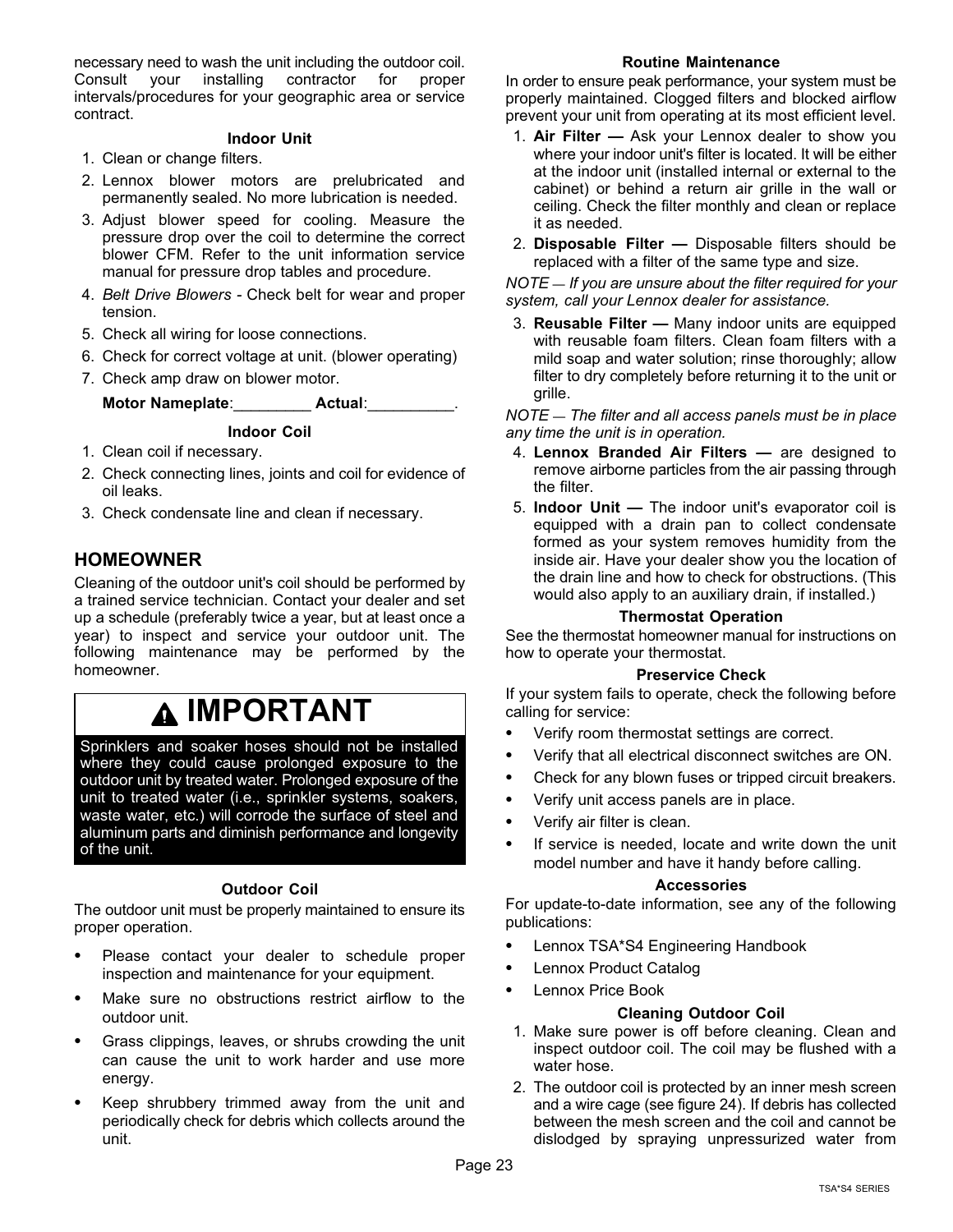necessary need to wash the unit including the outdoor coil. Consult your installing contractor for proper intervals/procedures for your geographic area or service contract.

#### Indoor Unit

1. Clean or change filters.
2. Lennox blower motors are prelubricated and permanently sealed. No more lubrication is needed.
3. Adjust blower speed for cooling. Measure the pressure drop over the coil to determine the correct blower CFM. Refer to the unit information service manual for pressure drop tables and procedure.
4. *Belt Drive Blowers* - Check belt for wear and proper tension.
5. Check all wiring for loose connections.
6. Check for correct voltage at unit. (blower operating)
7. Check amp draw on blower motor.

   **Motor Nameplate**:_________ **Actual**:__________.

#### Indoor Coil

1. Clean coil if necessary.
2. Check connecting lines, joints and coil for evidence of oil leaks.
3. Check condensate line and clean if necessary.

## HOMEOWNER

Cleaning of the outdoor unit's coil should be performed by a trained service technician. Contact your dealer and set up a schedule (preferably twice a year, but at least once a year) to inspect and service your outdoor unit. The following maintenance may be performed by the homeowner.

> **⚠ IMPORTANT**
>
> Sprinklers and soaker hoses should not be installed where they could cause prolonged exposure to the outdoor unit by treated water. Prolonged exposure of the unit to treated water (i.e., sprinkler systems, soakers, waste water, etc.) will corrode the surface of steel and aluminum parts and diminish performance and longevity of the unit.

#### Outdoor Coil

The outdoor unit must be properly maintained to ensure its proper operation.

- Please contact your dealer to schedule proper inspection and maintenance for your equipment.
- Make sure no obstructions restrict airflow to the outdoor unit.
- Grass clippings, leaves, or shrubs crowding the unit can cause the unit to work harder and use more energy.
- Keep shrubbery trimmed away from the unit and periodically check for debris which collects around the unit.

#### Routine Maintenance

In order to ensure peak performance, your system must be properly maintained. Clogged filters and blocked airflow prevent your unit from operating at its most efficient level.

1. **Air Filter —** Ask your Lennox dealer to show you where your indoor unit's filter is located. It will be either at the indoor unit (installed internal or external to the cabinet) or behind a return air grille in the wall or ceiling. Check the filter monthly and clean or replace it as needed.
2. **Disposable Filter —** Disposable filters should be replaced with a filter of the same type and size.

*NOTE — If you are unsure about the filter required for your system, call your Lennox dealer for assistance.*

3. **Reusable Filter —** Many indoor units are equipped with reusable foam filters. Clean foam filters with a mild soap and water solution; rinse thoroughly; allow filter to dry completely before returning it to the unit or grille.

*NOTE — The filter and all access panels must be in place any time the unit is in operation.*

4. **Lennox Branded Air Filters —** are designed to remove airborne particles from the air passing through the filter.
5. **Indoor Unit —** The indoor unit's evaporator coil is equipped with a drain pan to collect condensate formed as your system removes humidity from the inside air. Have your dealer show you the location of the drain line and how to check for obstructions. (This would also apply to an auxiliary drain, if installed.)

#### Thermostat Operation

See the thermostat homeowner manual for instructions on how to operate your thermostat.

#### Preservice Check

If your system fails to operate, check the following before calling for service:

- Verify room thermostat settings are correct.
- Verify that all electrical disconnect switches are ON.
- Check for any blown fuses or tripped circuit breakers.
- Verify unit access panels are in place.
- Verify air filter is clean.
- If service is needed, locate and write down the unit model number and have it handy before calling.

#### Accessories

For update-to-date information, see any of the following publications:

- Lennox TSA*S4 Engineering Handbook
- Lennox Product Catalog
- Lennox Price Book

#### Cleaning Outdoor Coil

1. Make sure power is off before cleaning. Clean and inspect outdoor coil. The coil may be flushed with a water hose.
2. The outdoor coil is protected by an inner mesh screen and a wire cage (see figure 24). If debris has collected between the mesh screen and the coil and cannot be dislodged by spraying unpressurized water from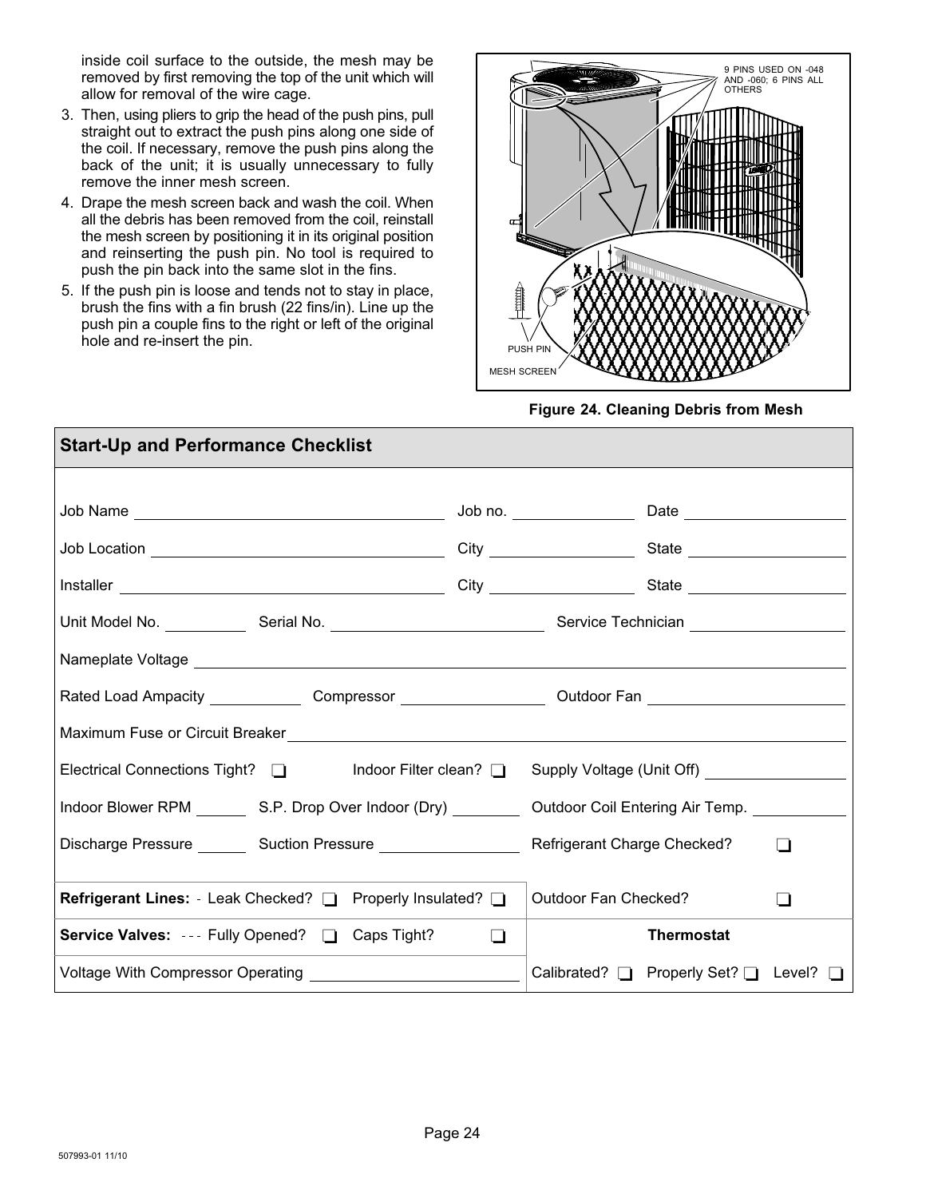inside coil surface to the outside, the mesh may be removed by first removing the top of the unit which will allow for removal of the wire cage.

3. Then, using pliers to grip the head of the push pins, pull straight out to extract the push pins along one side of the coil. If necessary, remove the push pins along the back of the unit; it is usually unnecessary to fully remove the inner mesh screen.
4. Drape the mesh screen back and wash the coil. When all the debris has been removed from the coil, reinstall the mesh screen by positioning it in its original position and reinserting the push pin. No tool is required to push the pin back into the same slot in the fins.
5. If the push pin is loose and tends not to stay in place, brush the fins with a fin brush (22 fins/in). Line up the push pin a couple fins to the right or left of the original hole and re-insert the pin.

9 PINS USED ON -048 AND -060; 6 PINS ALL OTHERS

PUSH PIN

MESH SCREEN

**Figure 24. Cleaning Debris from Mesh**

## Start-Up and Performance Checklist

Job Name ____________________ Job no. __________ Date __________

Job Location ____________________ City __________ State __________

Installer ____________________ City __________ State __________

Unit Model No. __________ Serial No. ____________________ Service Technician __________

Nameplate Voltage ________________________________________

Rated Load Ampacity __________ Compressor __________ Outdoor Fan __________

Maximum Fuse or Circuit Breaker ________________________________________

Electrical Connections Tight? ❑ Indoor Filter clean? ❑ Supply Voltage (Unit Off) __________

Indoor Blower RPM ______ S.P. Drop Over Indoor (Dry) ______ Outdoor Coil Entering Air Temp. ______

Discharge Pressure ______ Suction Pressure __________ Refrigerant Charge Checked? ❑

| | |
|---|---|
| **Refrigerant Lines:** - Leak Checked? ❑ Properly Insulated? ❑ | Outdoor Fan Checked? ❑ |
| **Service Valves:** --- Fully Opened? ❑ Caps Tight? ❑ | **Thermostat** |
| Voltage With Compressor Operating __________ | Calibrated? ❑ Properly Set? ❑ Level? ❑ |

507993-01 11/10